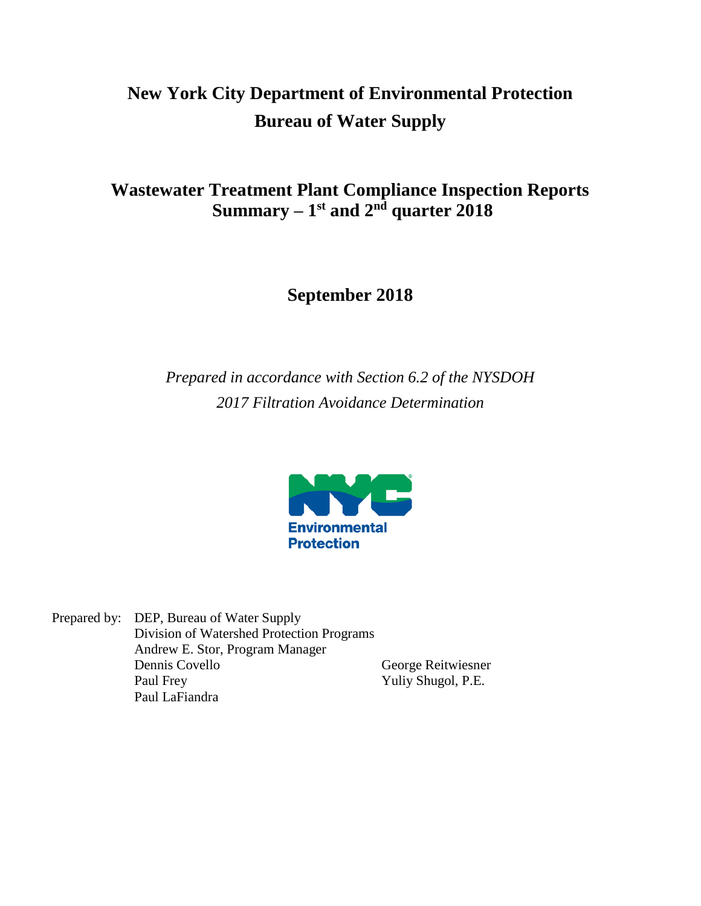# New York City Department of Environmental Protection
# Bureau of Water Supply

## Wastewater Treatment Plant Compliance Inspection Reports Summary – 1st and 2nd quarter 2018

**September 2018**

*Prepared in accordance with Section 6.2 of the NYSDOH 2017 Filtration Avoidance Determination*

Environmental Protection

Prepared by: DEP, Bureau of Water Supply
Division of Watershed Protection Programs
Andrew E. Stor, Program Manager
Dennis Covello
Paul Frey
Paul LaFiandra
George Reitwiesner
Yuliy Shugol, P.E.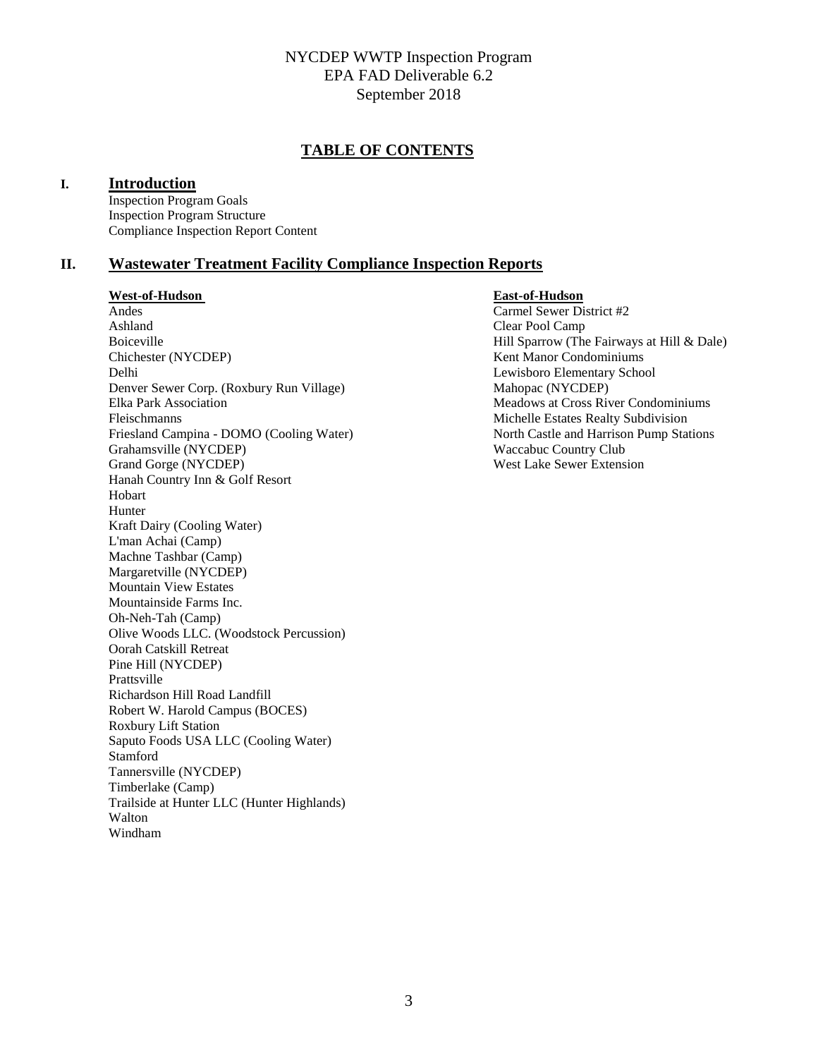NYCDEP WWTP Inspection Program
EPA FAD Deliverable 6.2
September 2018

# TABLE OF CONTENTS

## I. Introduction

Inspection Program Goals
Inspection Program Structure
Compliance Inspection Report Content

## II. Wastewater Treatment Facility Compliance Inspection Reports

**West-of-Hudson**

Andes
Ashland
Boiceville
Chichester (NYCDEP)
Delhi
Denver Sewer Corp. (Roxbury Run Village)
Elka Park Association
Fleischmanns
Friesland Campina - DOMO (Cooling Water)
Grahamsville (NYCDEP)
Grand Gorge (NYCDEP)
Hanah Country Inn & Golf Resort
Hobart
Hunter
Kraft Dairy (Cooling Water)
L'man Achai (Camp)
Machne Tashbar (Camp)
Margaretville (NYCDEP)
Mountain View Estates
Mountainside Farms Inc.
Oh-Neh-Tah (Camp)
Olive Woods LLC. (Woodstock Percussion)
Oorah Catskill Retreat
Pine Hill (NYCDEP)
Prattsville
Richardson Hill Road Landfill
Robert W. Harold Campus (BOCES)
Roxbury Lift Station
Saputo Foods USA LLC (Cooling Water)
Stamford
Tannersville (NYCDEP)
Timberlake (Camp)
Trailside at Hunter LLC (Hunter Highlands)
Walton
Windham

**East-of-Hudson**

Carmel Sewer District #2
Clear Pool Camp
Hill Sparrow (The Fairways at Hill & Dale)
Kent Manor Condominiums
Lewisboro Elementary School
Mahopac (NYCDEP)
Meadows at Cross River Condominiums
Michelle Estates Realty Subdivision
North Castle and Harrison Pump Stations
Waccabuc Country Club
West Lake Sewer Extension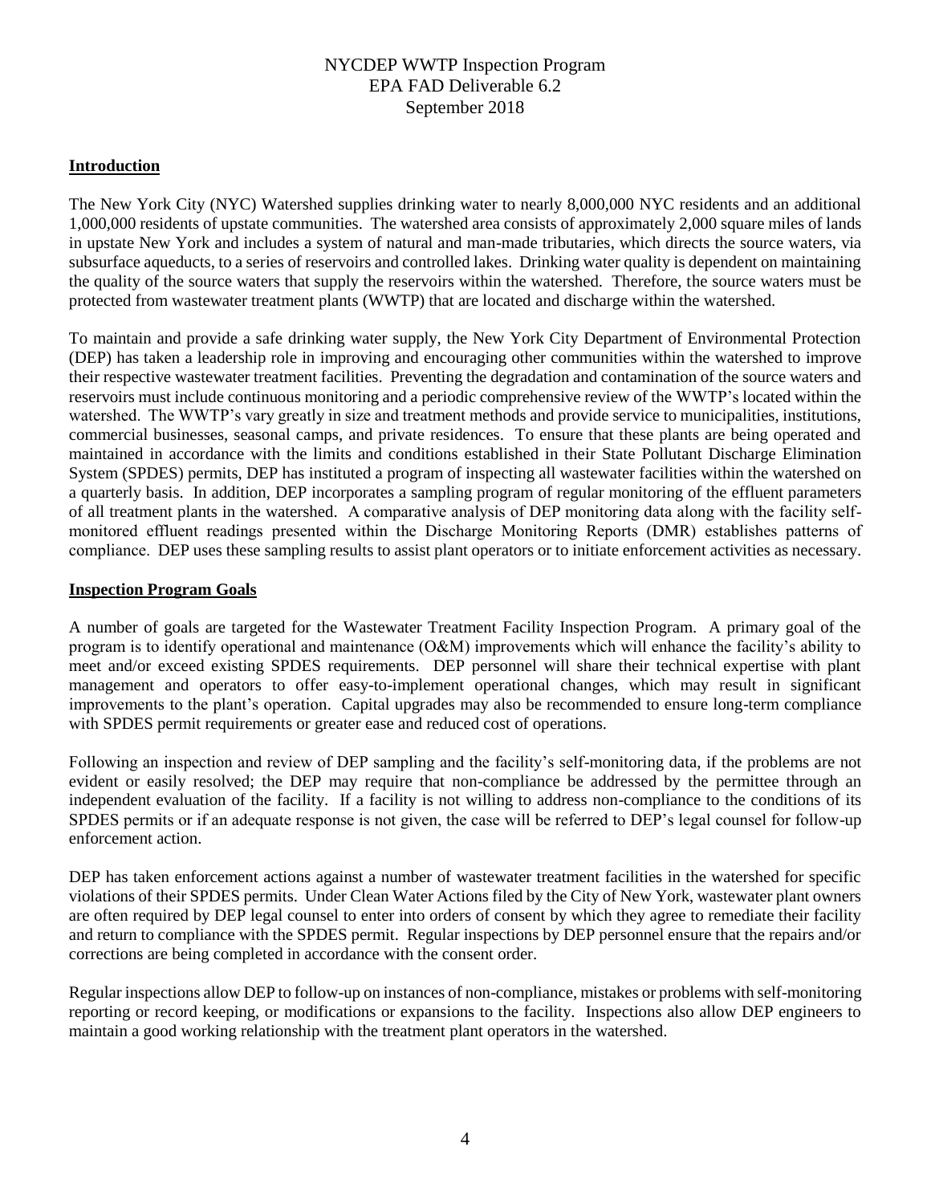## Introduction

The New York City (NYC) Watershed supplies drinking water to nearly 8,000,000 NYC residents and an additional 1,000,000 residents of upstate communities. The watershed area consists of approximately 2,000 square miles of lands in upstate New York and includes a system of natural and man-made tributaries, which directs the source waters, via subsurface aqueducts, to a series of reservoirs and controlled lakes. Drinking water quality is dependent on maintaining the quality of the source waters that supply the reservoirs within the watershed. Therefore, the source waters must be protected from wastewater treatment plants (WWTP) that are located and discharge within the watershed.

To maintain and provide a safe drinking water supply, the New York City Department of Environmental Protection (DEP) has taken a leadership role in improving and encouraging other communities within the watershed to improve their respective wastewater treatment facilities. Preventing the degradation and contamination of the source waters and reservoirs must include continuous monitoring and a periodic comprehensive review of the WWTP's located within the watershed. The WWTP's vary greatly in size and treatment methods and provide service to municipalities, institutions, commercial businesses, seasonal camps, and private residences. To ensure that these plants are being operated and maintained in accordance with the limits and conditions established in their State Pollutant Discharge Elimination System (SPDES) permits, DEP has instituted a program of inspecting all wastewater facilities within the watershed on a quarterly basis. In addition, DEP incorporates a sampling program of regular monitoring of the effluent parameters of all treatment plants in the watershed. A comparative analysis of DEP monitoring data along with the facility self-monitored effluent readings presented within the Discharge Monitoring Reports (DMR) establishes patterns of compliance. DEP uses these sampling results to assist plant operators or to initiate enforcement activities as necessary.

## Inspection Program Goals

A number of goals are targeted for the Wastewater Treatment Facility Inspection Program. A primary goal of the program is to identify operational and maintenance (O&M) improvements which will enhance the facility's ability to meet and/or exceed existing SPDES requirements. DEP personnel will share their technical expertise with plant management and operators to offer easy-to-implement operational changes, which may result in significant improvements to the plant's operation. Capital upgrades may also be recommended to ensure long-term compliance with SPDES permit requirements or greater ease and reduced cost of operations.

Following an inspection and review of DEP sampling and the facility's self-monitoring data, if the problems are not evident or easily resolved; the DEP may require that non-compliance be addressed by the permittee through an independent evaluation of the facility. If a facility is not willing to address non-compliance to the conditions of its SPDES permits or if an adequate response is not given, the case will be referred to DEP's legal counsel for follow-up enforcement action.

DEP has taken enforcement actions against a number of wastewater treatment facilities in the watershed for specific violations of their SPDES permits. Under Clean Water Actions filed by the City of New York, wastewater plant owners are often required by DEP legal counsel to enter into orders of consent by which they agree to remediate their facility and return to compliance with the SPDES permit. Regular inspections by DEP personnel ensure that the repairs and/or corrections are being completed in accordance with the consent order.

Regular inspections allow DEP to follow-up on instances of non-compliance, mistakes or problems with self-monitoring reporting or record keeping, or modifications or expansions to the facility. Inspections also allow DEP engineers to maintain a good working relationship with the treatment plant operators in the watershed.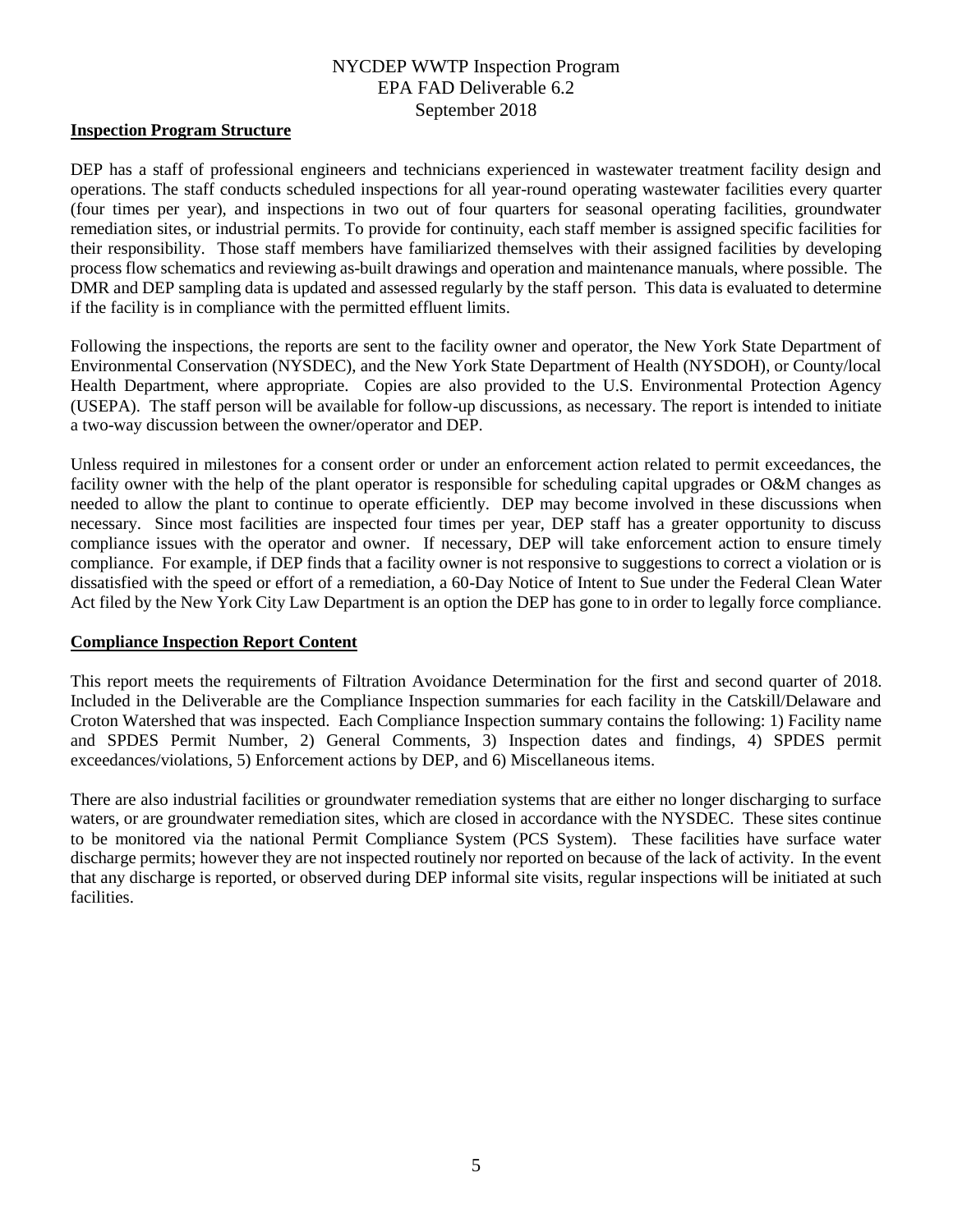## Inspection Program Structure

DEP has a staff of professional engineers and technicians experienced in wastewater treatment facility design and operations. The staff conducts scheduled inspections for all year-round operating wastewater facilities every quarter (four times per year), and inspections in two out of four quarters for seasonal operating facilities, groundwater remediation sites, or industrial permits. To provide for continuity, each staff member is assigned specific facilities for their responsibility. Those staff members have familiarized themselves with their assigned facilities by developing process flow schematics and reviewing as-built drawings and operation and maintenance manuals, where possible. The DMR and DEP sampling data is updated and assessed regularly by the staff person. This data is evaluated to determine if the facility is in compliance with the permitted effluent limits.

Following the inspections, the reports are sent to the facility owner and operator, the New York State Department of Environmental Conservation (NYSDEC), and the New York State Department of Health (NYSDOH), or County/local Health Department, where appropriate. Copies are also provided to the U.S. Environmental Protection Agency (USEPA). The staff person will be available for follow-up discussions, as necessary. The report is intended to initiate a two-way discussion between the owner/operator and DEP.

Unless required in milestones for a consent order or under an enforcement action related to permit exceedances, the facility owner with the help of the plant operator is responsible for scheduling capital upgrades or O&M changes as needed to allow the plant to continue to operate efficiently. DEP may become involved in these discussions when necessary. Since most facilities are inspected four times per year, DEP staff has a greater opportunity to discuss compliance issues with the operator and owner. If necessary, DEP will take enforcement action to ensure timely compliance. For example, if DEP finds that a facility owner is not responsive to suggestions to correct a violation or is dissatisfied with the speed or effort of a remediation, a 60-Day Notice of Intent to Sue under the Federal Clean Water Act filed by the New York City Law Department is an option the DEP has gone to in order to legally force compliance.

## Compliance Inspection Report Content

This report meets the requirements of Filtration Avoidance Determination for the first and second quarter of 2018. Included in the Deliverable are the Compliance Inspection summaries for each facility in the Catskill/Delaware and Croton Watershed that was inspected. Each Compliance Inspection summary contains the following: 1) Facility name and SPDES Permit Number, 2) General Comments, 3) Inspection dates and findings, 4) SPDES permit exceedances/violations, 5) Enforcement actions by DEP, and 6) Miscellaneous items.

There are also industrial facilities or groundwater remediation systems that are either no longer discharging to surface waters, or are groundwater remediation sites, which are closed in accordance with the NYSDEC. These sites continue to be monitored via the national Permit Compliance System (PCS System). These facilities have surface water discharge permits; however they are not inspected routinely nor reported on because of the lack of activity. In the event that any discharge is reported, or observed during DEP informal site visits, regular inspections will be initiated at such facilities.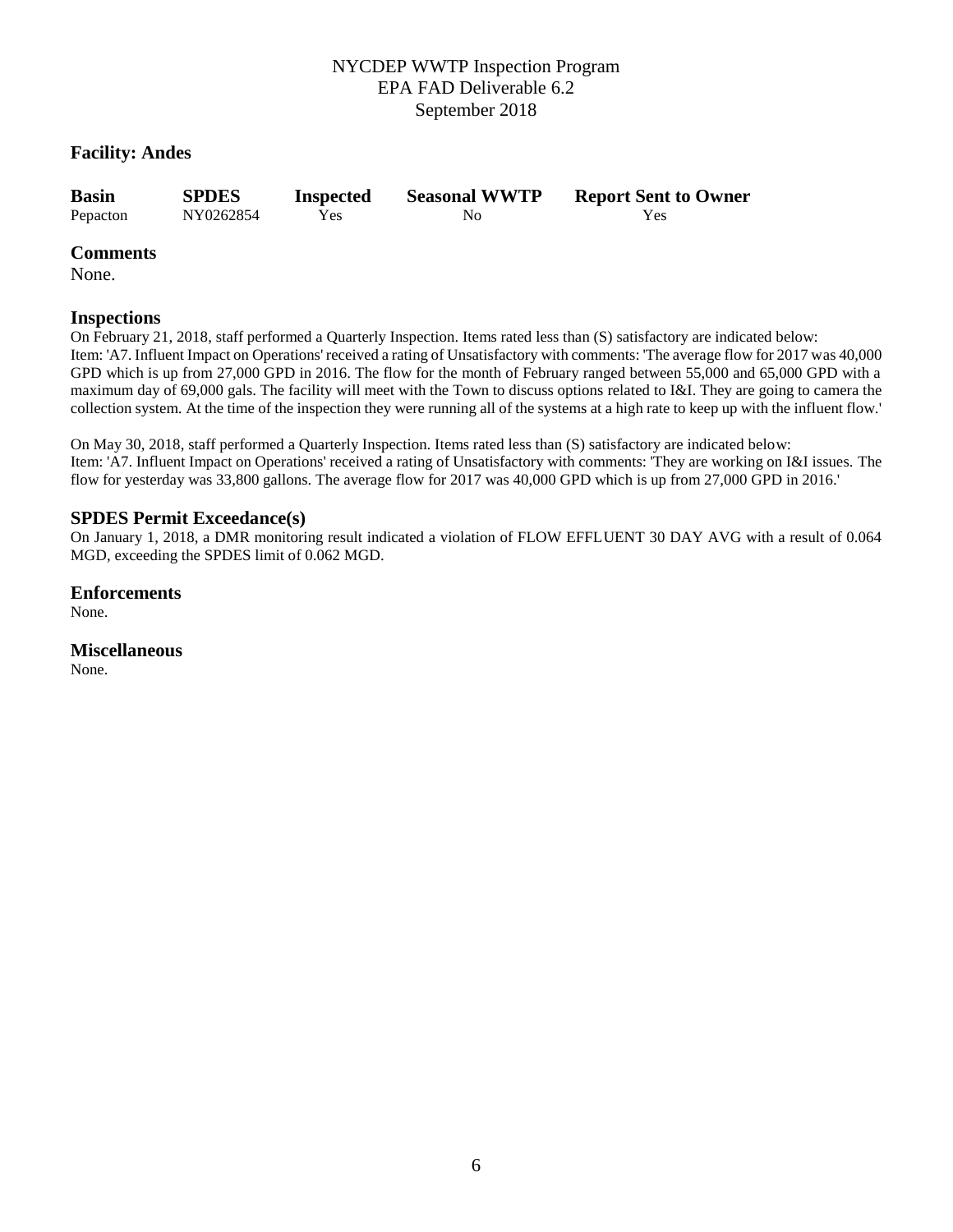NYCDEP WWTP Inspection Program
EPA FAD Deliverable 6.2
September 2018

### Facility: Andes

| Basin | SPDES | Inspected | Seasonal WWTP | Report Sent to Owner |
| --- | --- | --- | --- | --- |
| Pepacton | NY0262854 | Yes | No | Yes |

### Comments

None.

### Inspections

On February 21, 2018, staff performed a Quarterly Inspection. Items rated less than (S) satisfactory are indicated below:
Item: 'A7. Influent Impact on Operations' received a rating of Unsatisfactory with comments: 'The average flow for 2017 was 40,000 GPD which is up from 27,000 GPD in 2016. The flow for the month of February ranged between 55,000 and 65,000 GPD with a maximum day of 69,000 gals. The facility will meet with the Town to discuss options related to I&I. They are going to camera the collection system. At the time of the inspection they were running all of the systems at a high rate to keep up with the influent flow.'

On May 30, 2018, staff performed a Quarterly Inspection. Items rated less than (S) satisfactory are indicated below:
Item: 'A7. Influent Impact on Operations' received a rating of Unsatisfactory with comments: 'They are working on I&I issues. The flow for yesterday was 33,800 gallons. The average flow for 2017 was 40,000 GPD which is up from 27,000 GPD in 2016.'

### SPDES Permit Exceedance(s)

On January 1, 2018, a DMR monitoring result indicated a violation of FLOW EFFLUENT 30 DAY AVG with a result of 0.064 MGD, exceeding the SPDES limit of 0.062 MGD.

### Enforcements

None.

### Miscellaneous

None.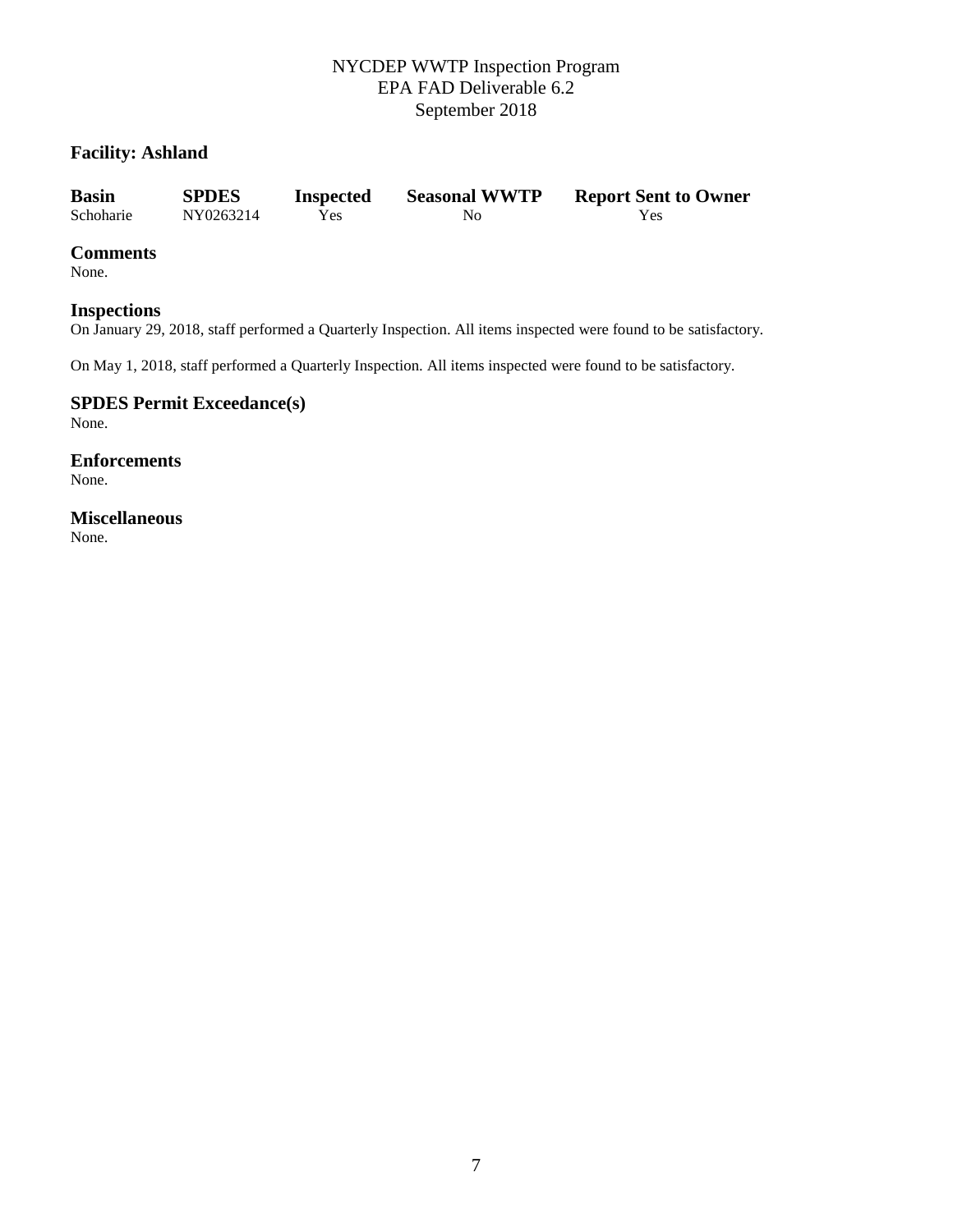## Facility: Ashland

| Basin | SPDES | Inspected | Seasonal WWTP | Report Sent to Owner |
|---|---|---|---|---|
| Schoharie | NY0263214 | Yes | No | Yes |

### Comments

None.

### Inspections

On January 29, 2018, staff performed a Quarterly Inspection. All items inspected were found to be satisfactory.

On May 1, 2018, staff performed a Quarterly Inspection. All items inspected were found to be satisfactory.

### SPDES Permit Exceedance(s)

None.

### Enforcements

None.

### Miscellaneous

None.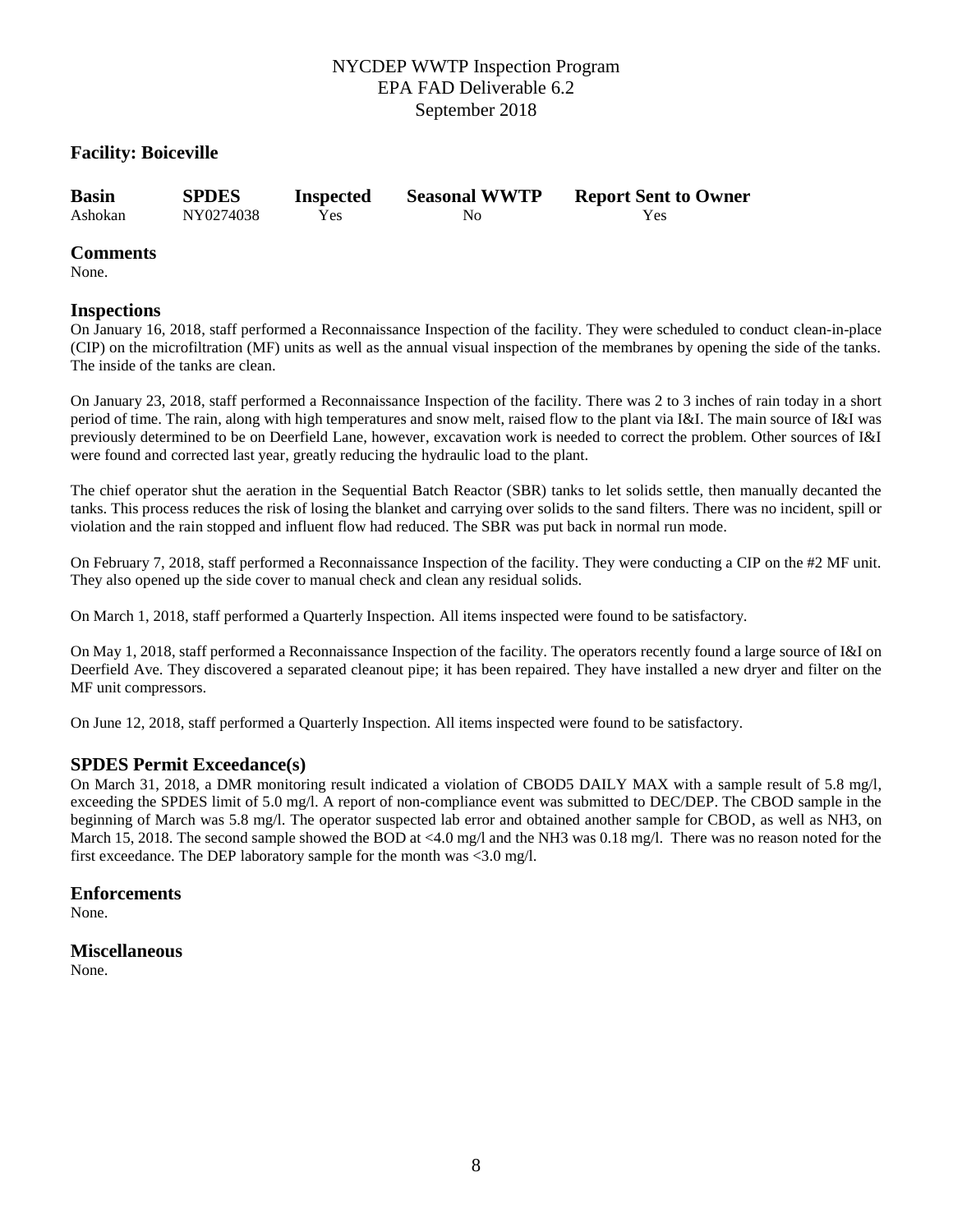NYCDEP WWTP Inspection Program
EPA FAD Deliverable 6.2
September 2018

### Facility: Boiceville

| Basin | SPDES | Inspected | Seasonal WWTP | Report Sent to Owner |
|---|---|---|---|---|
| Ashokan | NY0274038 | Yes | No | Yes |

### Comments

None.

### Inspections

On January 16, 2018, staff performed a Reconnaissance Inspection of the facility. They were scheduled to conduct clean-in-place (CIP) on the microfiltration (MF) units as well as the annual visual inspection of the membranes by opening the side of the tanks. The inside of the tanks are clean.

On January 23, 2018, staff performed a Reconnaissance Inspection of the facility. There was 2 to 3 inches of rain today in a short period of time. The rain, along with high temperatures and snow melt, raised flow to the plant via I&I. The main source of I&I was previously determined to be on Deerfield Lane, however, excavation work is needed to correct the problem. Other sources of I&I were found and corrected last year, greatly reducing the hydraulic load to the plant.

The chief operator shut the aeration in the Sequential Batch Reactor (SBR) tanks to let solids settle, then manually decanted the tanks. This process reduces the risk of losing the blanket and carrying over solids to the sand filters. There was no incident, spill or violation and the rain stopped and influent flow had reduced. The SBR was put back in normal run mode.

On February 7, 2018, staff performed a Reconnaissance Inspection of the facility. They were conducting a CIP on the #2 MF unit. They also opened up the side cover to manual check and clean any residual solids.

On March 1, 2018, staff performed a Quarterly Inspection. All items inspected were found to be satisfactory.

On May 1, 2018, staff performed a Reconnaissance Inspection of the facility. The operators recently found a large source of I&I on Deerfield Ave. They discovered a separated cleanout pipe; it has been repaired. They have installed a new dryer and filter on the MF unit compressors.

On June 12, 2018, staff performed a Quarterly Inspection. All items inspected were found to be satisfactory.

### SPDES Permit Exceedance(s)

On March 31, 2018, a DMR monitoring result indicated a violation of CBOD5 DAILY MAX with a sample result of 5.8 mg/l, exceeding the SPDES limit of 5.0 mg/l. A report of non-compliance event was submitted to DEC/DEP. The CBOD sample in the beginning of March was 5.8 mg/l. The operator suspected lab error and obtained another sample for CBOD, as well as NH3, on March 15, 2018. The second sample showed the BOD at <4.0 mg/l and the NH3 was 0.18 mg/l. There was no reason noted for the first exceedance. The DEP laboratory sample for the month was <3.0 mg/l.

### Enforcements

None.

### Miscellaneous

None.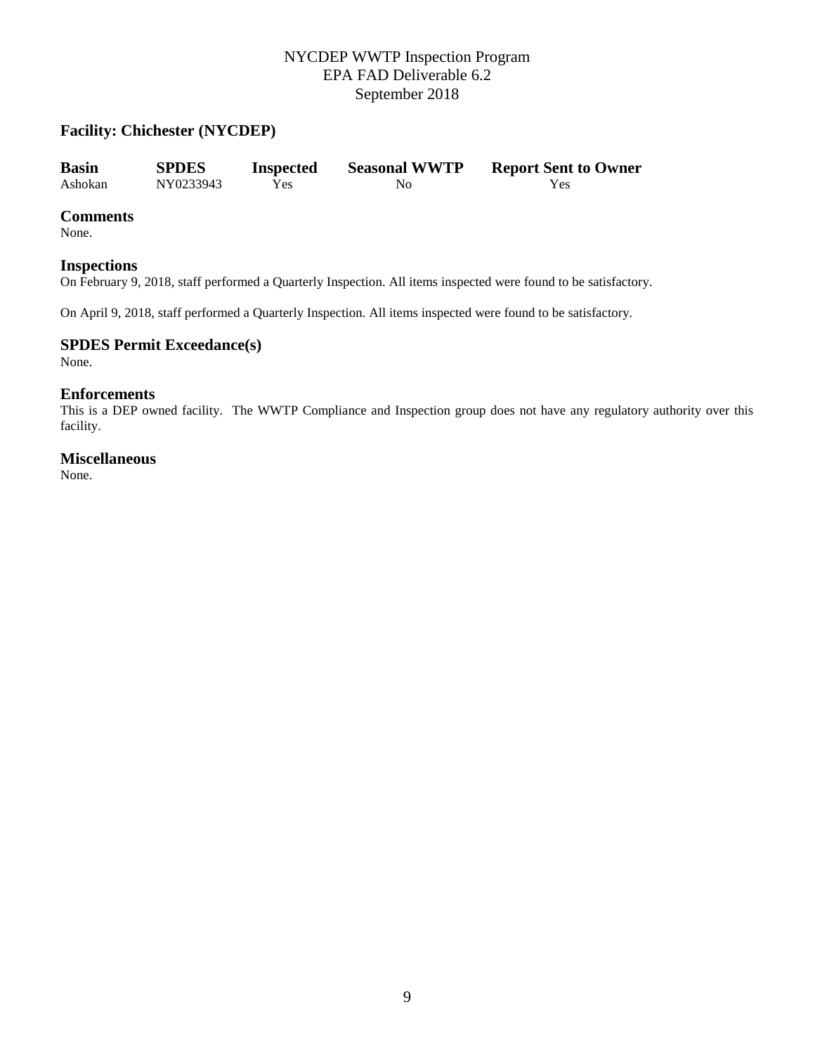### Facility: Chichester (NYCDEP)

| Basin | SPDES | Inspected | Seasonal WWTP | Report Sent to Owner |
|---|---|---|---|---|
| Ashokan | NY0233943 | Yes | No | Yes |

### Comments
None.

### Inspections
On February 9, 2018, staff performed a Quarterly Inspection. All items inspected were found to be satisfactory.

On April 9, 2018, staff performed a Quarterly Inspection. All items inspected were found to be satisfactory.

### SPDES Permit Exceedance(s)
None.

### Enforcements
This is a DEP owned facility. The WWTP Compliance and Inspection group does not have any regulatory authority over this facility.

### Miscellaneous
None.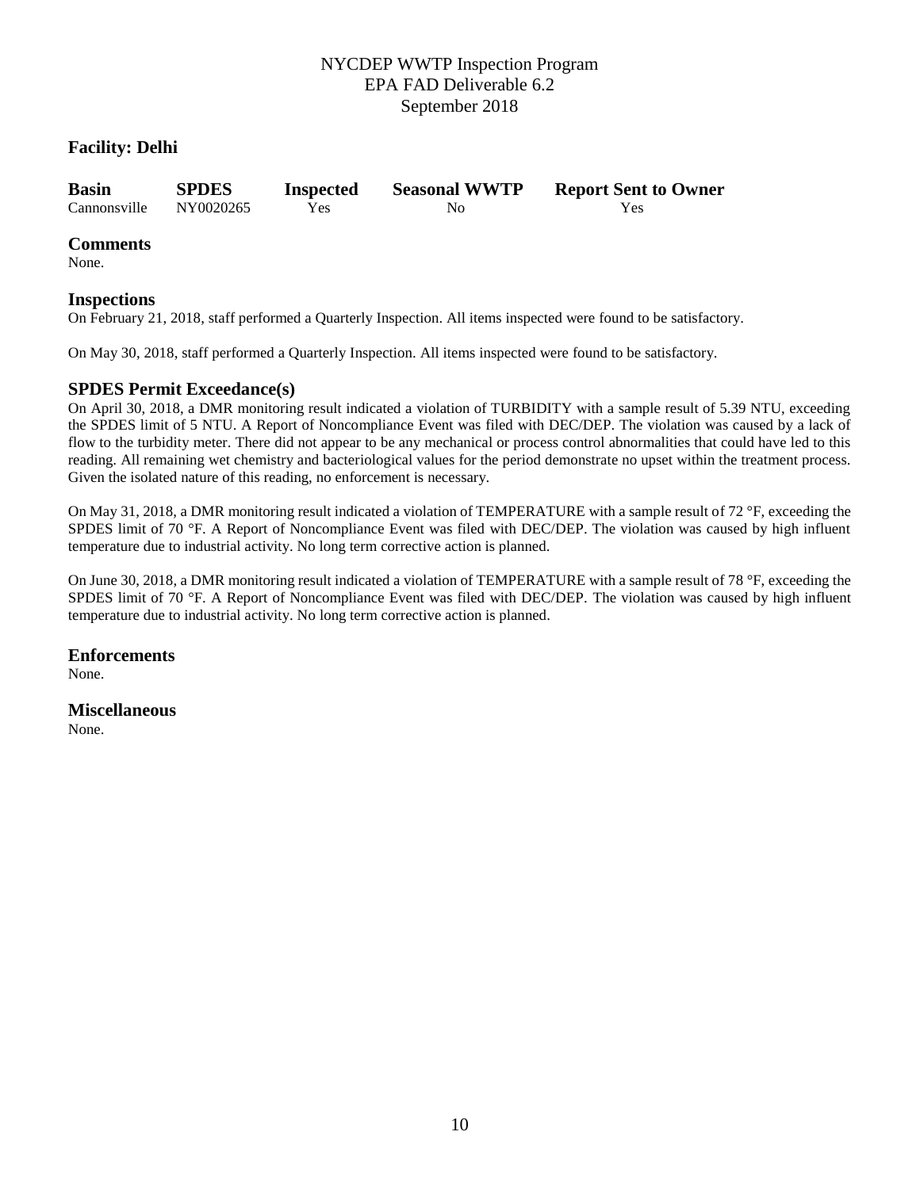NYCDEP WWTP Inspection Program
EPA FAD Deliverable 6.2
September 2018

## Facility: Delhi

| Basin | SPDES | Inspected | Seasonal WWTP | Report Sent to Owner |
|---|---|---|---|---|
| Cannonsville | NY0020265 | Yes | No | Yes |

### Comments

None.

### Inspections

On February 21, 2018, staff performed a Quarterly Inspection. All items inspected were found to be satisfactory.

On May 30, 2018, staff performed a Quarterly Inspection. All items inspected were found to be satisfactory.

### SPDES Permit Exceedance(s)

On April 30, 2018, a DMR monitoring result indicated a violation of TURBIDITY with a sample result of 5.39 NTU, exceeding the SPDES limit of 5 NTU. A Report of Noncompliance Event was filed with DEC/DEP. The violation was caused by a lack of flow to the turbidity meter. There did not appear to be any mechanical or process control abnormalities that could have led to this reading. All remaining wet chemistry and bacteriological values for the period demonstrate no upset within the treatment process. Given the isolated nature of this reading, no enforcement is necessary.

On May 31, 2018, a DMR monitoring result indicated a violation of TEMPERATURE with a sample result of 72 °F, exceeding the SPDES limit of 70 °F. A Report of Noncompliance Event was filed with DEC/DEP. The violation was caused by high influent temperature due to industrial activity. No long term corrective action is planned.

On June 30, 2018, a DMR monitoring result indicated a violation of TEMPERATURE with a sample result of 78 °F, exceeding the SPDES limit of 70 °F. A Report of Noncompliance Event was filed with DEC/DEP. The violation was caused by high influent temperature due to industrial activity. No long term corrective action is planned.

### Enforcements

None.

### Miscellaneous

None.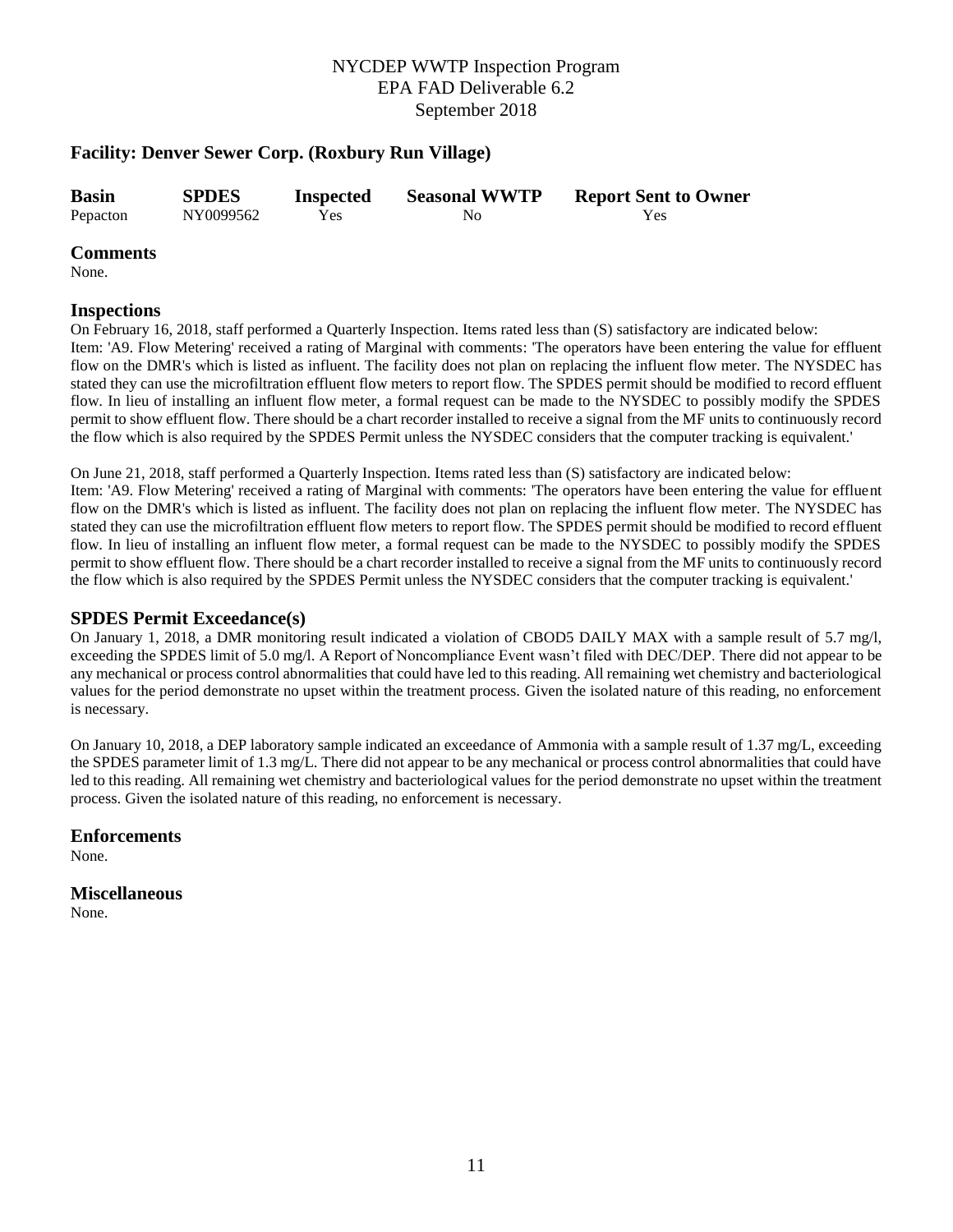NYCDEP WWTP Inspection Program
EPA FAD Deliverable 6.2
September 2018

### Facility: Denver Sewer Corp. (Roxbury Run Village)

| Basin | SPDES | Inspected | Seasonal WWTP | Report Sent to Owner |
|---|---|---|---|---|
| Pepacton | NY0099562 | Yes | No | Yes |

### Comments

None.

### Inspections

On February 16, 2018, staff performed a Quarterly Inspection. Items rated less than (S) satisfactory are indicated below:
Item: 'A9. Flow Metering' received a rating of Marginal with comments: 'The operators have been entering the value for effluent flow on the DMR's which is listed as influent. The facility does not plan on replacing the influent flow meter. The NYSDEC has stated they can use the microfiltration effluent flow meters to report flow. The SPDES permit should be modified to record effluent flow. In lieu of installing an influent flow meter, a formal request can be made to the NYSDEC to possibly modify the SPDES permit to show effluent flow. There should be a chart recorder installed to receive a signal from the MF units to continuously record the flow which is also required by the SPDES Permit unless the NYSDEC considers that the computer tracking is equivalent.'

On June 21, 2018, staff performed a Quarterly Inspection. Items rated less than (S) satisfactory are indicated below:
Item: 'A9. Flow Metering' received a rating of Marginal with comments: 'The operators have been entering the value for effluent flow on the DMR's which is listed as influent. The facility does not plan on replacing the influent flow meter. The NYSDEC has stated they can use the microfiltration effluent flow meters to report flow. The SPDES permit should be modified to record effluent flow. In lieu of installing an influent flow meter, a formal request can be made to the NYSDEC to possibly modify the SPDES permit to show effluent flow. There should be a chart recorder installed to receive a signal from the MF units to continuously record the flow which is also required by the SPDES Permit unless the NYSDEC considers that the computer tracking is equivalent.'

### SPDES Permit Exceedance(s)

On January 1, 2018, a DMR monitoring result indicated a violation of CBOD5 DAILY MAX with a sample result of 5.7 mg/l, exceeding the SPDES limit of 5.0 mg/l. A Report of Noncompliance Event wasn't filed with DEC/DEP. There did not appear to be any mechanical or process control abnormalities that could have led to this reading. All remaining wet chemistry and bacteriological values for the period demonstrate no upset within the treatment process. Given the isolated nature of this reading, no enforcement is necessary.

On January 10, 2018, a DEP laboratory sample indicated an exceedance of Ammonia with a sample result of 1.37 mg/L, exceeding the SPDES parameter limit of 1.3 mg/L. There did not appear to be any mechanical or process control abnormalities that could have led to this reading. All remaining wet chemistry and bacteriological values for the period demonstrate no upset within the treatment process. Given the isolated nature of this reading, no enforcement is necessary.

### Enforcements

None.

### Miscellaneous

None.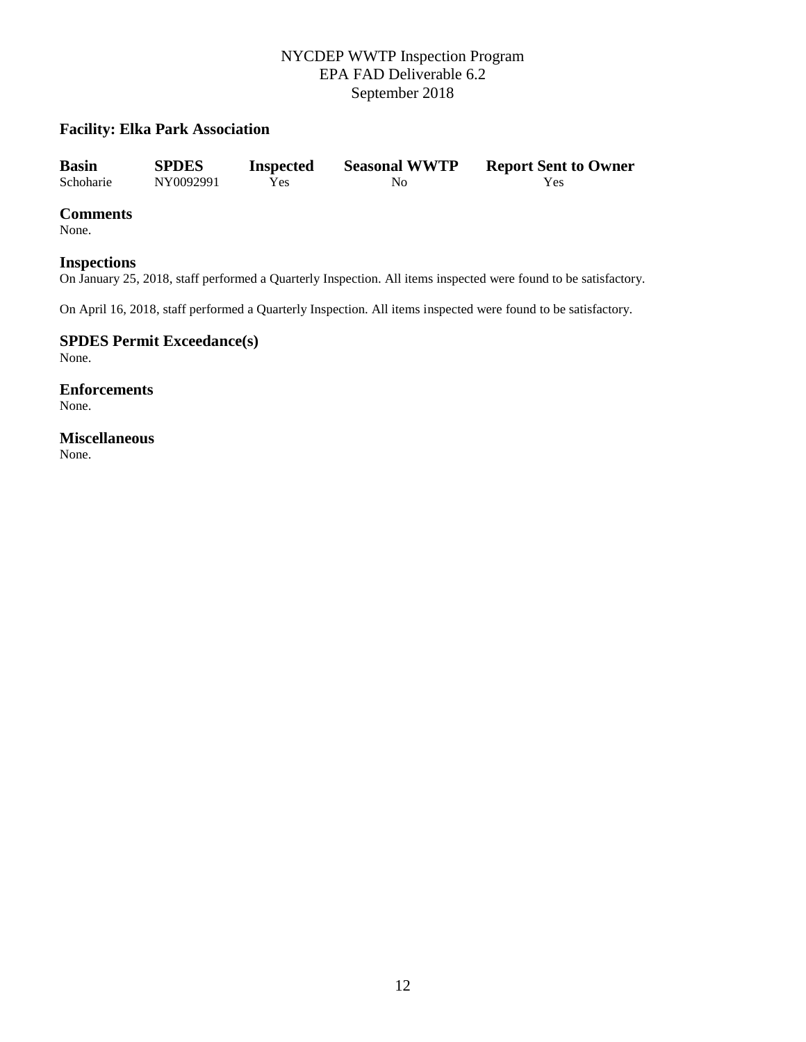NYCDEP WWTP Inspection Program
EPA FAD Deliverable 6.2
September 2018

## Facility: Elka Park Association

| Basin | SPDES | Inspected | Seasonal WWTP | Report Sent to Owner |
|---|---|---|---|---|
| Schoharie | NY0092991 | Yes | No | Yes |

### Comments
None.

### Inspections
On January 25, 2018, staff performed a Quarterly Inspection. All items inspected were found to be satisfactory.

On April 16, 2018, staff performed a Quarterly Inspection. All items inspected were found to be satisfactory.

### SPDES Permit Exceedance(s)
None.

### Enforcements
None.

### Miscellaneous
None.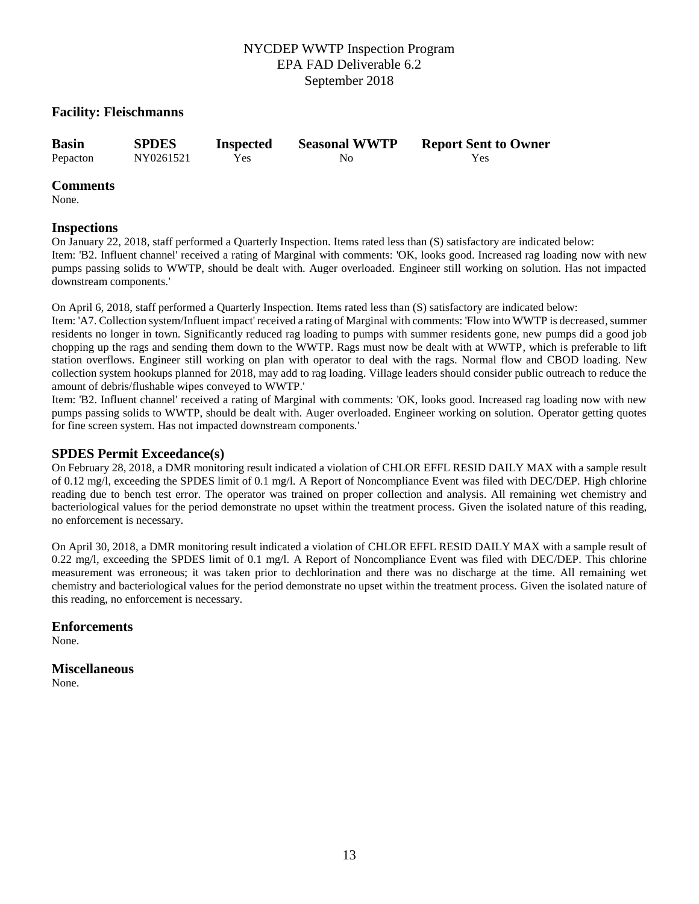NYCDEP WWTP Inspection Program
EPA FAD Deliverable 6.2
September 2018

## Facility: Fleischmanns

| Basin | SPDES | Inspected | Seasonal WWTP | Report Sent to Owner |
| --- | --- | --- | --- | --- |
| Pepacton | NY0261521 | Yes | No | Yes |

### Comments

None.

### Inspections

On January 22, 2018, staff performed a Quarterly Inspection. Items rated less than (S) satisfactory are indicated below:
Item: 'B2. Influent channel' received a rating of Marginal with comments: 'OK, looks good. Increased rag loading now with new pumps passing solids to WWTP, should be dealt with. Auger overloaded. Engineer still working on solution. Has not impacted downstream components.'

On April 6, 2018, staff performed a Quarterly Inspection. Items rated less than (S) satisfactory are indicated below:
Item: 'A7. Collection system/Influent impact' received a rating of Marginal with comments: 'Flow into WWTP is decreased, summer residents no longer in town. Significantly reduced rag loading to pumps with summer residents gone, new pumps did a good job chopping up the rags and sending them down to the WWTP. Rags must now be dealt with at WWTP, which is preferable to lift station overflows. Engineer still working on plan with operator to deal with the rags. Normal flow and CBOD loading. New collection system hookups planned for 2018, may add to rag loading. Village leaders should consider public outreach to reduce the amount of debris/flushable wipes conveyed to WWTP.'
Item: 'B2. Influent channel' received a rating of Marginal with comments: 'OK, looks good. Increased rag loading now with new pumps passing solids to WWTP, should be dealt with. Auger overloaded. Engineer working on solution. Operator getting quotes for fine screen system. Has not impacted downstream components.'

### SPDES Permit Exceedance(s)

On February 28, 2018, a DMR monitoring result indicated a violation of CHLOR EFFL RESID DAILY MAX with a sample result of 0.12 mg/l, exceeding the SPDES limit of 0.1 mg/l. A Report of Noncompliance Event was filed with DEC/DEP. High chlorine reading due to bench test error. The operator was trained on proper collection and analysis. All remaining wet chemistry and bacteriological values for the period demonstrate no upset within the treatment process. Given the isolated nature of this reading, no enforcement is necessary.

On April 30, 2018, a DMR monitoring result indicated a violation of CHLOR EFFL RESID DAILY MAX with a sample result of 0.22 mg/l, exceeding the SPDES limit of 0.1 mg/l. A Report of Noncompliance Event was filed with DEC/DEP. This chlorine measurement was erroneous; it was taken prior to dechlorination and there was no discharge at the time. All remaining wet chemistry and bacteriological values for the period demonstrate no upset within the treatment process. Given the isolated nature of this reading, no enforcement is necessary.

### Enforcements

None.

### Miscellaneous

None.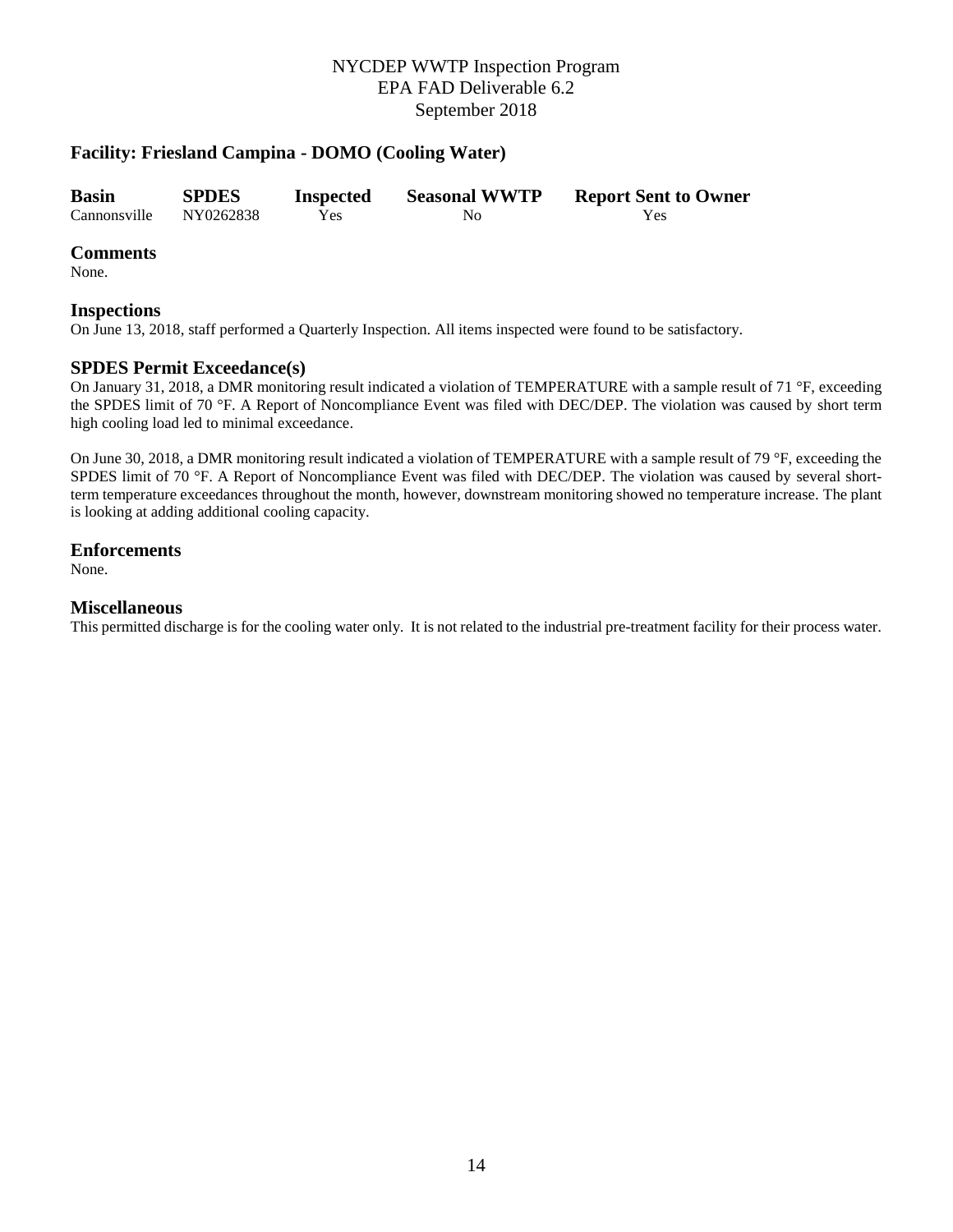NYCDEP WWTP Inspection Program
EPA FAD Deliverable 6.2
September 2018

## Facility: Friesland Campina - DOMO (Cooling Water)

| Basin | SPDES | Inspected | Seasonal WWTP | Report Sent to Owner |
|---|---|---|---|---|
| Cannonsville | NY0262838 | Yes | No | Yes |

### Comments

None.

### Inspections

On June 13, 2018, staff performed a Quarterly Inspection. All items inspected were found to be satisfactory.

### SPDES Permit Exceedance(s)

On January 31, 2018, a DMR monitoring result indicated a violation of TEMPERATURE with a sample result of 71 °F, exceeding the SPDES limit of 70 °F. A Report of Noncompliance Event was filed with DEC/DEP. The violation was caused by short term high cooling load led to minimal exceedance.

On June 30, 2018, a DMR monitoring result indicated a violation of TEMPERATURE with a sample result of 79 °F, exceeding the SPDES limit of 70 °F. A Report of Noncompliance Event was filed with DEC/DEP. The violation was caused by several short-term temperature exceedances throughout the month, however, downstream monitoring showed no temperature increase. The plant is looking at adding additional cooling capacity.

### Enforcements

None.

### Miscellaneous

This permitted discharge is for the cooling water only. It is not related to the industrial pre-treatment facility for their process water.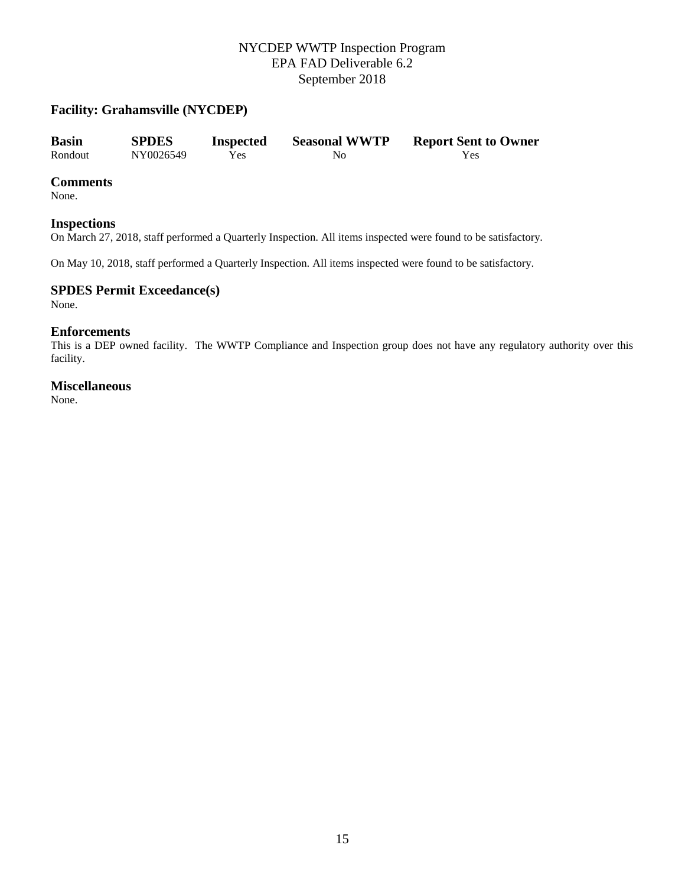## Facility: Grahamsville (NYCDEP)

| Basin | SPDES | Inspected | Seasonal WWTP | Report Sent to Owner |
|---|---|---|---|---|
| Rondout | NY0026549 | Yes | No | Yes |

### Comments

None.

### Inspections

On March 27, 2018, staff performed a Quarterly Inspection. All items inspected were found to be satisfactory.

On May 10, 2018, staff performed a Quarterly Inspection. All items inspected were found to be satisfactory.

### SPDES Permit Exceedance(s)

None.

### Enforcements

This is a DEP owned facility. The WWTP Compliance and Inspection group does not have any regulatory authority over this facility.

### Miscellaneous

None.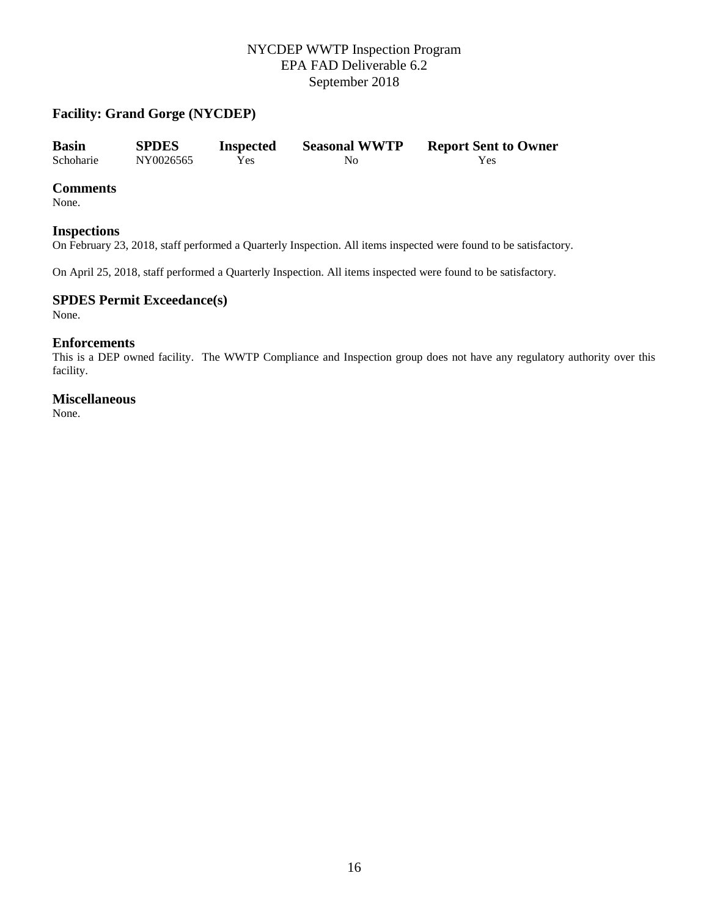**Facility: Grand Gorge (NYCDEP)**

| Basin | SPDES | Inspected | Seasonal WWTP | Report Sent to Owner |
|---|---|---|---|---|
| Schoharie | NY0026565 | Yes | No | Yes |

### Comments

None.

### Inspections

On February 23, 2018, staff performed a Quarterly Inspection. All items inspected were found to be satisfactory.

On April 25, 2018, staff performed a Quarterly Inspection. All items inspected were found to be satisfactory.

### SPDES Permit Exceedance(s)

None.

### Enforcements

This is a DEP owned facility. The WWTP Compliance and Inspection group does not have any regulatory authority over this facility.

### Miscellaneous

None.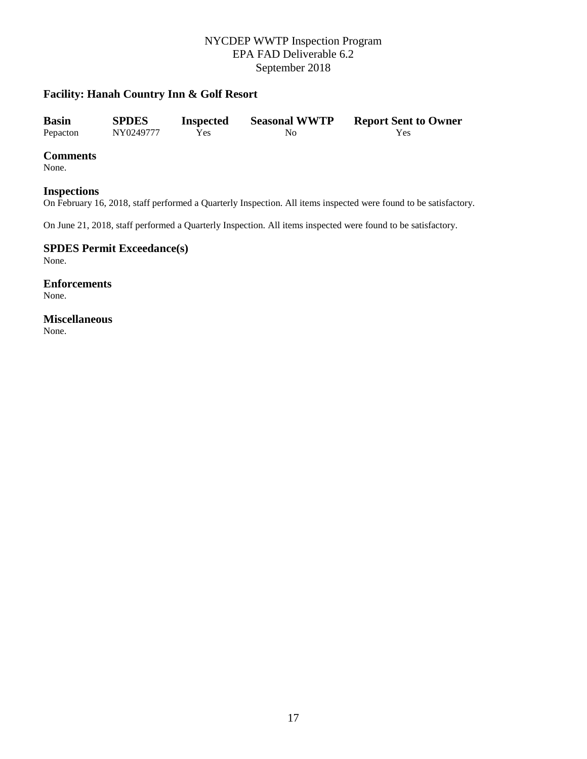## Facility: Hanah Country Inn & Golf Resort

| Basin | SPDES | Inspected | Seasonal WWTP | Report Sent to Owner |
|---|---|---|---|---|
| Pepacton | NY0249777 | Yes | No | Yes |

### Comments

None.

### Inspections

On February 16, 2018, staff performed a Quarterly Inspection. All items inspected were found to be satisfactory.

On June 21, 2018, staff performed a Quarterly Inspection. All items inspected were found to be satisfactory.

### SPDES Permit Exceedance(s)

None.

### Enforcements

None.

### Miscellaneous

None.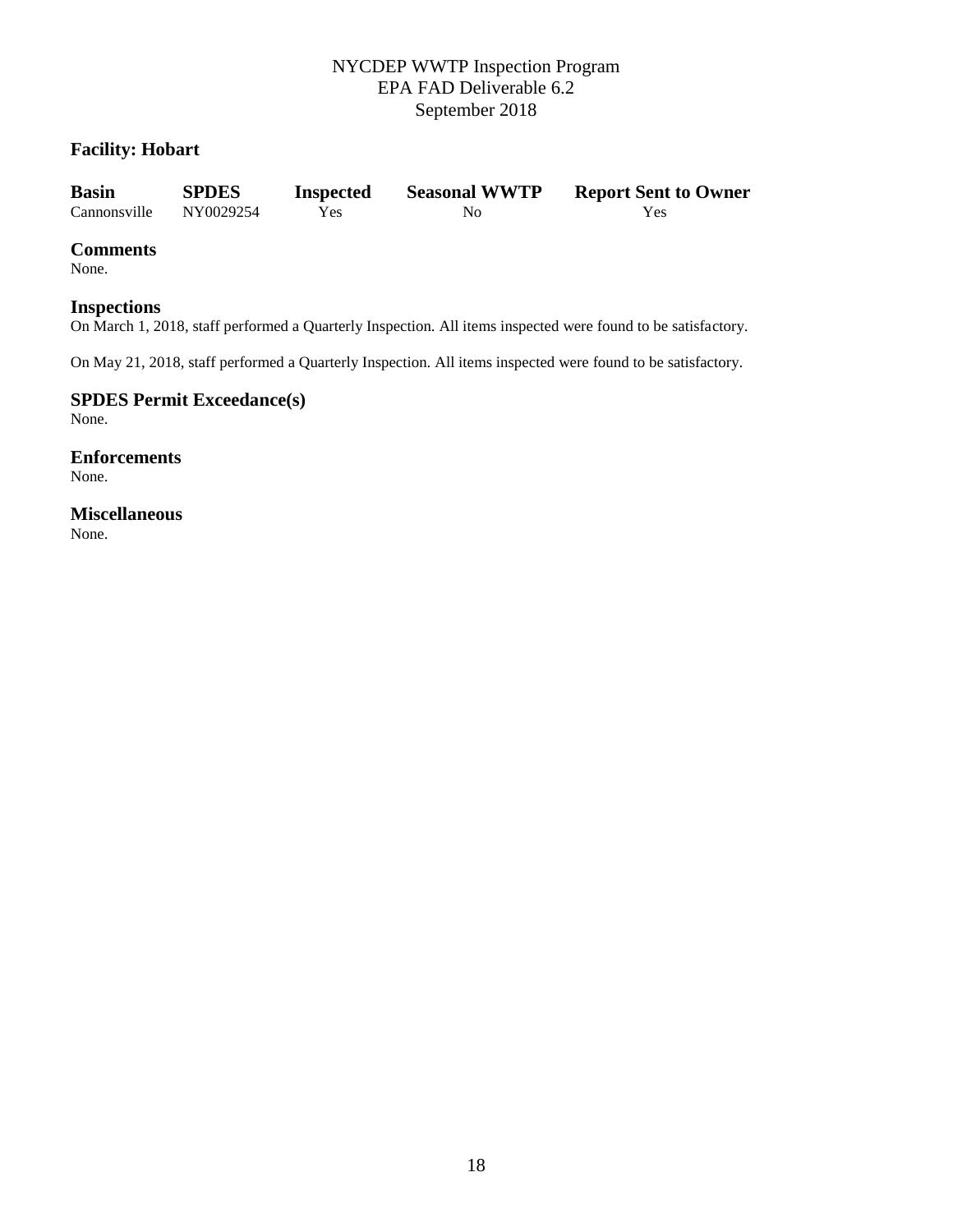## Facility: Hobart

| Basin | SPDES | Inspected | Seasonal WWTP | Report Sent to Owner |
|---|---|---|---|---|
| Cannonsville | NY0029254 | Yes | No | Yes |

### Comments
None.

### Inspections
On March 1, 2018, staff performed a Quarterly Inspection. All items inspected were found to be satisfactory.

On May 21, 2018, staff performed a Quarterly Inspection. All items inspected were found to be satisfactory.

### SPDES Permit Exceedance(s)
None.

### Enforcements
None.

### Miscellaneous
None.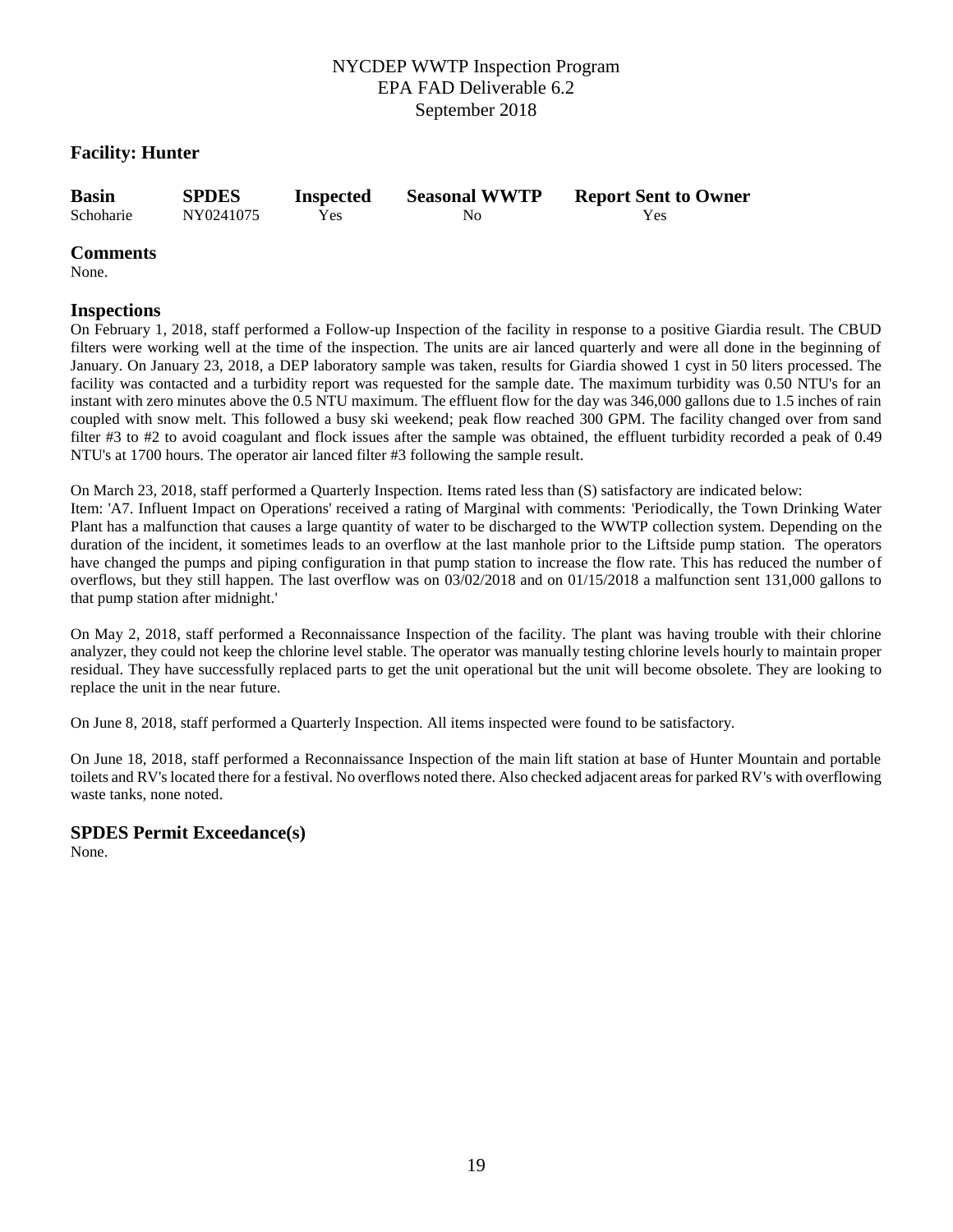NYCDEP WWTP Inspection Program
EPA FAD Deliverable 6.2
September 2018

### Facility: Hunter

| Basin | SPDES | Inspected | Seasonal WWTP | Report Sent to Owner |
|---|---|---|---|---|
| Schoharie | NY0241075 | Yes | No | Yes |

### Comments

None.

### Inspections

On February 1, 2018, staff performed a Follow-up Inspection of the facility in response to a positive Giardia result. The CBUD filters were working well at the time of the inspection. The units are air lanced quarterly and were all done in the beginning of January. On January 23, 2018, a DEP laboratory sample was taken, results for Giardia showed 1 cyst in 50 liters processed. The facility was contacted and a turbidity report was requested for the sample date. The maximum turbidity was 0.50 NTU's for an instant with zero minutes above the 0.5 NTU maximum. The effluent flow for the day was 346,000 gallons due to 1.5 inches of rain coupled with snow melt. This followed a busy ski weekend; peak flow reached 300 GPM. The facility changed over from sand filter #3 to #2 to avoid coagulant and flock issues after the sample was obtained, the effluent turbidity recorded a peak of 0.49 NTU's at 1700 hours. The operator air lanced filter #3 following the sample result.

On March 23, 2018, staff performed a Quarterly Inspection. Items rated less than (S) satisfactory are indicated below:
Item: 'A7. Influent Impact on Operations' received a rating of Marginal with comments: 'Periodically, the Town Drinking Water Plant has a malfunction that causes a large quantity of water to be discharged to the WWTP collection system. Depending on the duration of the incident, it sometimes leads to an overflow at the last manhole prior to the Liftside pump station. The operators have changed the pumps and piping configuration in that pump station to increase the flow rate. This has reduced the number of overflows, but they still happen. The last overflow was on 03/02/2018 and on 01/15/2018 a malfunction sent 131,000 gallons to that pump station after midnight.'

On May 2, 2018, staff performed a Reconnaissance Inspection of the facility. The plant was having trouble with their chlorine analyzer, they could not keep the chlorine level stable. The operator was manually testing chlorine levels hourly to maintain proper residual. They have successfully replaced parts to get the unit operational but the unit will become obsolete. They are looking to replace the unit in the near future.

On June 8, 2018, staff performed a Quarterly Inspection. All items inspected were found to be satisfactory.

On June 18, 2018, staff performed a Reconnaissance Inspection of the main lift station at base of Hunter Mountain and portable toilets and RV's located there for a festival. No overflows noted there. Also checked adjacent areas for parked RV's with overflowing waste tanks, none noted.

### SPDES Permit Exceedance(s)

None.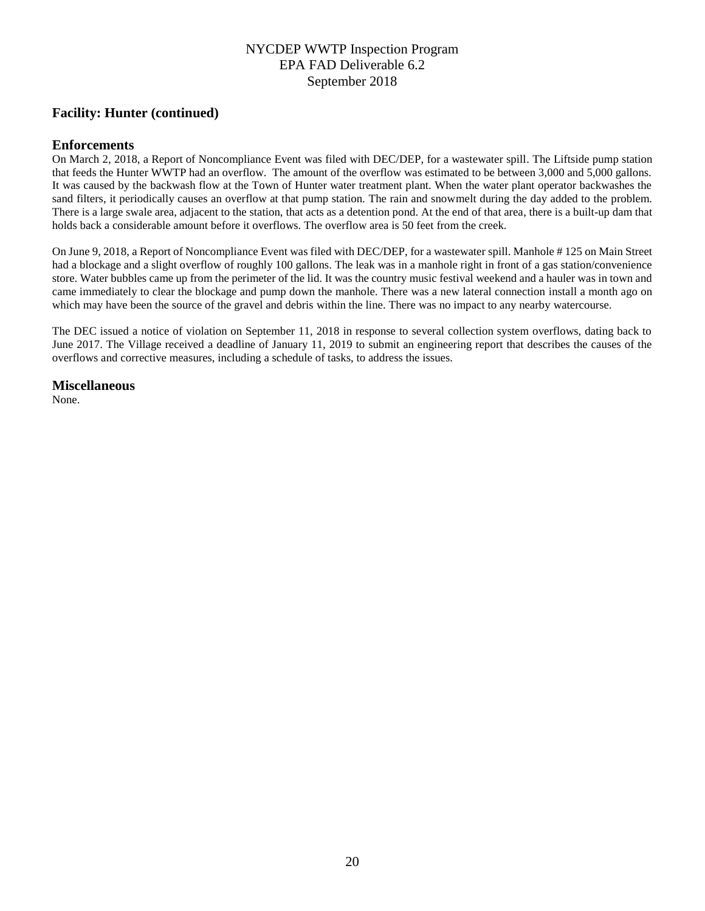## Facility: Hunter (continued)

### Enforcements

On March 2, 2018, a Report of Noncompliance Event was filed with DEC/DEP, for a wastewater spill. The Liftside pump station that feeds the Hunter WWTP had an overflow. The amount of the overflow was estimated to be between 3,000 and 5,000 gallons. It was caused by the backwash flow at the Town of Hunter water treatment plant. When the water plant operator backwashes the sand filters, it periodically causes an overflow at that pump station. The rain and snowmelt during the day added to the problem. There is a large swale area, adjacent to the station, that acts as a detention pond. At the end of that area, there is a built-up dam that holds back a considerable amount before it overflows. The overflow area is 50 feet from the creek.

On June 9, 2018, a Report of Noncompliance Event was filed with DEC/DEP, for a wastewater spill. Manhole # 125 on Main Street had a blockage and a slight overflow of roughly 100 gallons. The leak was in a manhole right in front of a gas station/convenience store. Water bubbles came up from the perimeter of the lid. It was the country music festival weekend and a hauler was in town and came immediately to clear the blockage and pump down the manhole. There was a new lateral connection install a month ago on which may have been the source of the gravel and debris within the line. There was no impact to any nearby watercourse.

The DEC issued a notice of violation on September 11, 2018 in response to several collection system overflows, dating back to June 2017. The Village received a deadline of January 11, 2019 to submit an engineering report that describes the causes of the overflows and corrective measures, including a schedule of tasks, to address the issues.

### Miscellaneous

None.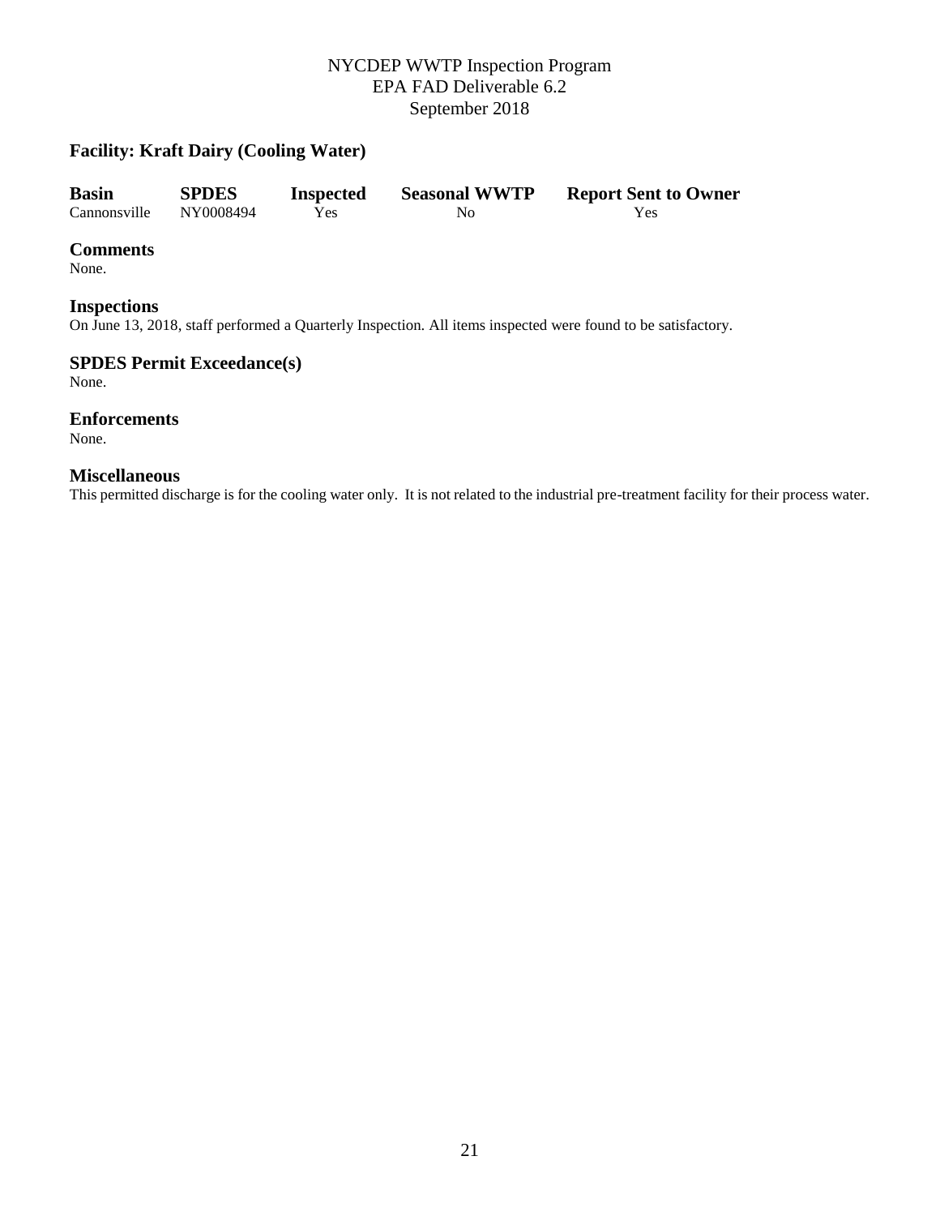## Facility: Kraft Dairy (Cooling Water)

| Basin | SPDES | Inspected | Seasonal WWTP | Report Sent to Owner |
|---|---|---|---|---|
| Cannonsville | NY0008494 | Yes | No | Yes |

### Comments
None.

### Inspections
On June 13, 2018, staff performed a Quarterly Inspection. All items inspected were found to be satisfactory.

### SPDES Permit Exceedance(s)
None.

### Enforcements
None.

### Miscellaneous
This permitted discharge is for the cooling water only. It is not related to the industrial pre-treatment facility for their process water.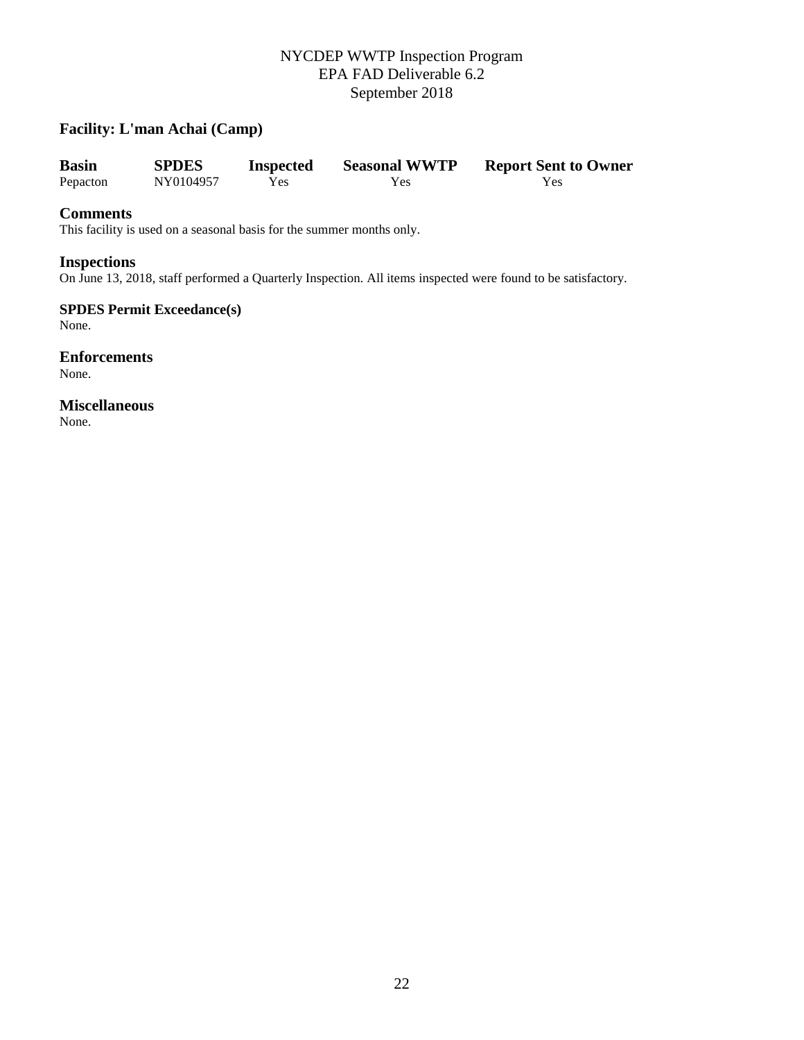### Facility: L'man Achai (Camp)

| Basin | SPDES | Inspected | Seasonal WWTP | Report Sent to Owner |
|---|---|---|---|---|
| Pepacton | NY0104957 | Yes | Yes | Yes |

#### Comments

This facility is used on a seasonal basis for the summer months only.

#### Inspections

On June 13, 2018, staff performed a Quarterly Inspection. All items inspected were found to be satisfactory.

#### SPDES Permit Exceedance(s)

None.

#### Enforcements

None.

#### Miscellaneous

None.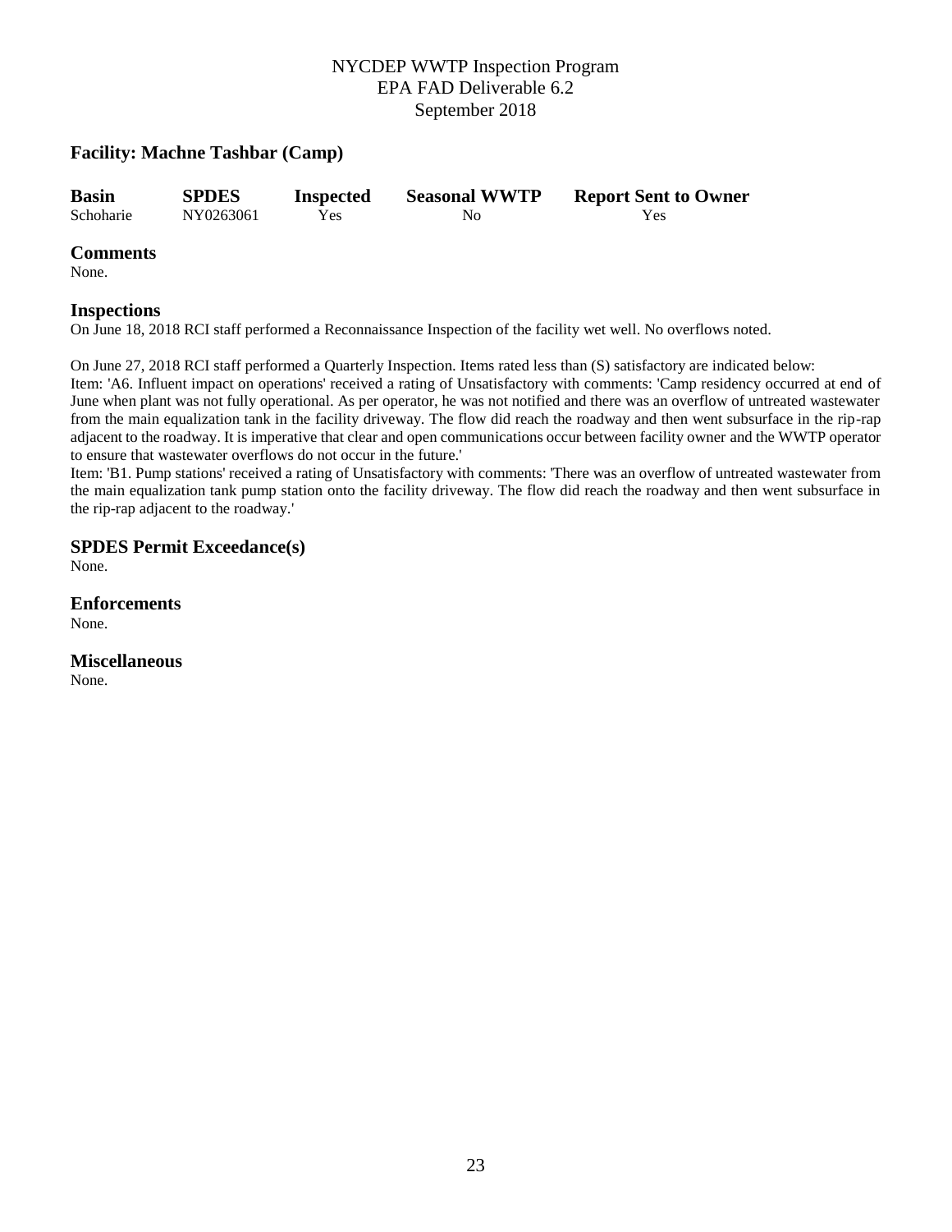## Facility: Machne Tashbar (Camp)

| Basin | SPDES | Inspected | Seasonal WWTP | Report Sent to Owner |
|---|---|---|---|---|
| Schoharie | NY0263061 | Yes | No | Yes |

### Comments

None.

### Inspections

On June 18, 2018 RCI staff performed a Reconnaissance Inspection of the facility wet well. No overflows noted.

On June 27, 2018 RCI staff performed a Quarterly Inspection. Items rated less than (S) satisfactory are indicated below:
Item: 'A6. Influent impact on operations' received a rating of Unsatisfactory with comments: 'Camp residency occurred at end of June when plant was not fully operational. As per operator, he was not notified and there was an overflow of untreated wastewater from the main equalization tank in the facility driveway. The flow did reach the roadway and then went subsurface in the rip-rap adjacent to the roadway. It is imperative that clear and open communications occur between facility owner and the WWTP operator to ensure that wastewater overflows do not occur in the future.'
Item: 'B1. Pump stations' received a rating of Unsatisfactory with comments: 'There was an overflow of untreated wastewater from the main equalization tank pump station onto the facility driveway. The flow did reach the roadway and then went subsurface in the rip-rap adjacent to the roadway.'

### SPDES Permit Exceedance(s)

None.

### Enforcements

None.

### Miscellaneous

None.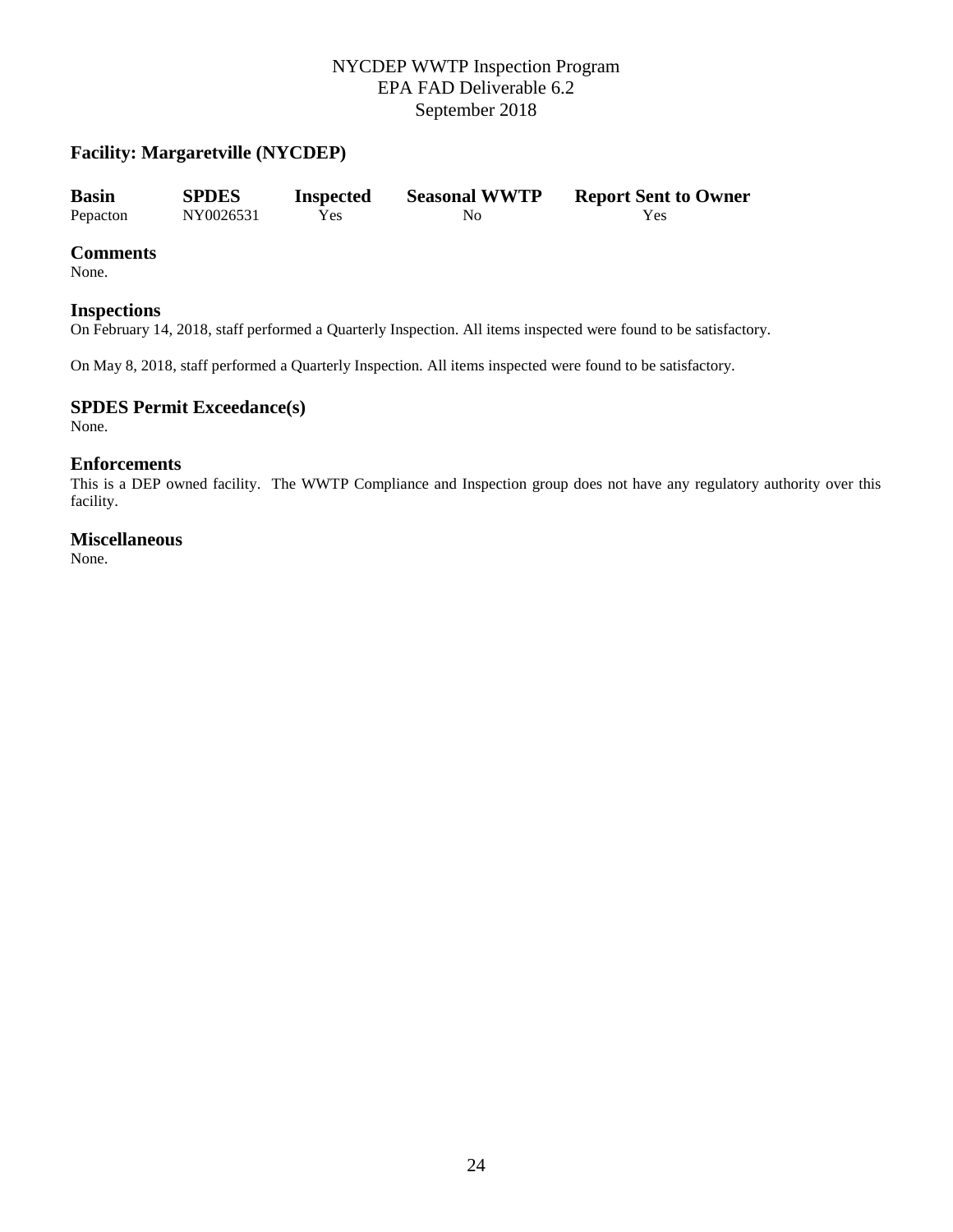## Facility: Margaretville (NYCDEP)

| Basin | SPDES | Inspected | Seasonal WWTP | Report Sent to Owner |
|---|---|---|---|---|
| Pepacton | NY0026531 | Yes | No | Yes |

### Comments

None.

### Inspections

On February 14, 2018, staff performed a Quarterly Inspection. All items inspected were found to be satisfactory.

On May 8, 2018, staff performed a Quarterly Inspection. All items inspected were found to be satisfactory.

### SPDES Permit Exceedance(s)

None.

### Enforcements

This is a DEP owned facility. The WWTP Compliance and Inspection group does not have any regulatory authority over this facility.

### Miscellaneous

None.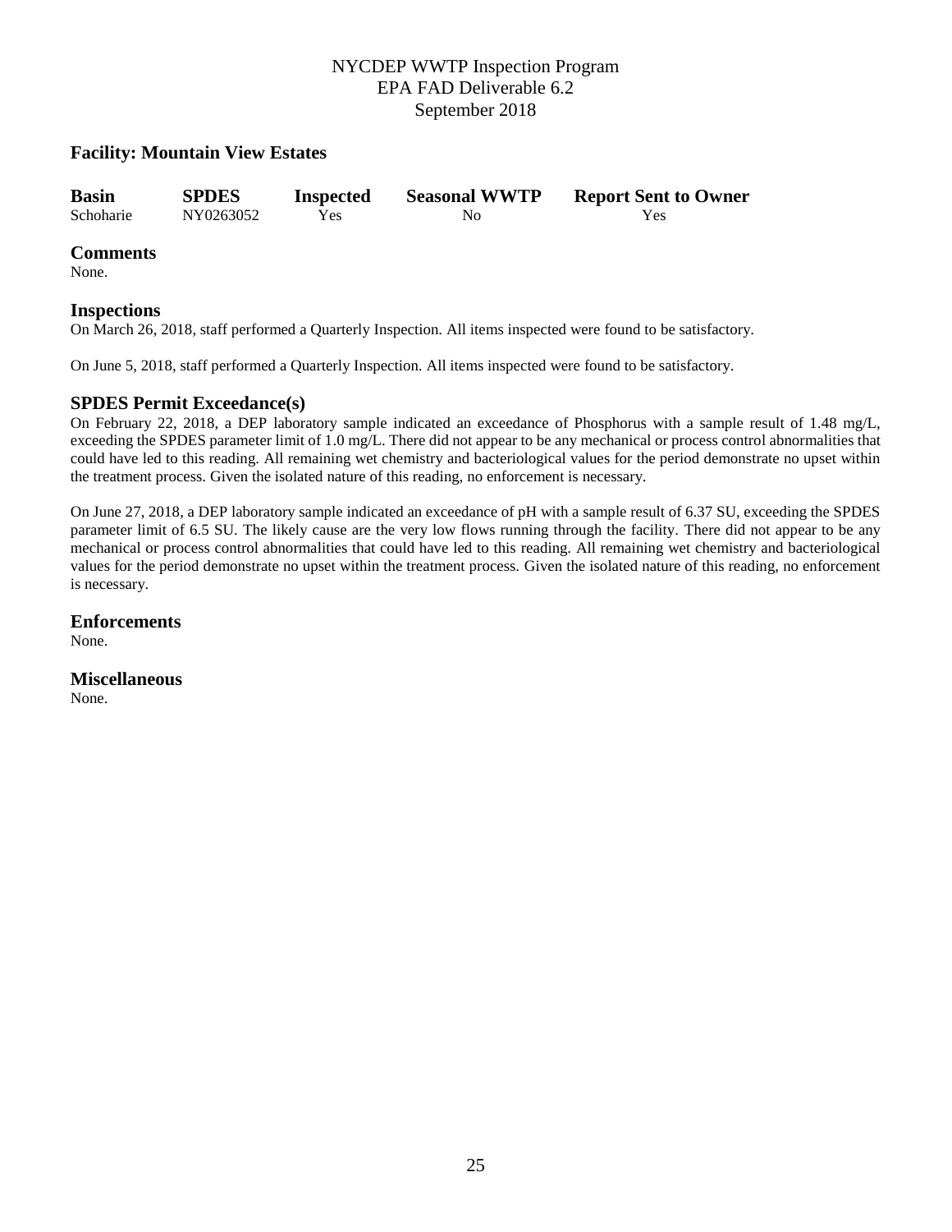**Facility: Mountain View Estates**

| Basin | SPDES | Inspected | Seasonal WWTP | Report Sent to Owner |
| --- | --- | --- | --- | --- |
| Schoharie | NY0263052 | Yes | No | Yes |

## Comments

None.

## Inspections

On March 26, 2018, staff performed a Quarterly Inspection. All items inspected were found to be satisfactory.

On June 5, 2018, staff performed a Quarterly Inspection. All items inspected were found to be satisfactory.

## SPDES Permit Exceedance(s)

On February 22, 2018, a DEP laboratory sample indicated an exceedance of Phosphorus with a sample result of 1.48 mg/L, exceeding the SPDES parameter limit of 1.0 mg/L. There did not appear to be any mechanical or process control abnormalities that could have led to this reading. All remaining wet chemistry and bacteriological values for the period demonstrate no upset within the treatment process. Given the isolated nature of this reading, no enforcement is necessary.

On June 27, 2018, a DEP laboratory sample indicated an exceedance of pH with a sample result of 6.37 SU, exceeding the SPDES parameter limit of 6.5 SU. The likely cause are the very low flows running through the facility. There did not appear to be any mechanical or process control abnormalities that could have led to this reading. All remaining wet chemistry and bacteriological values for the period demonstrate no upset within the treatment process. Given the isolated nature of this reading, no enforcement is necessary.

## Enforcements

None.

## Miscellaneous

None.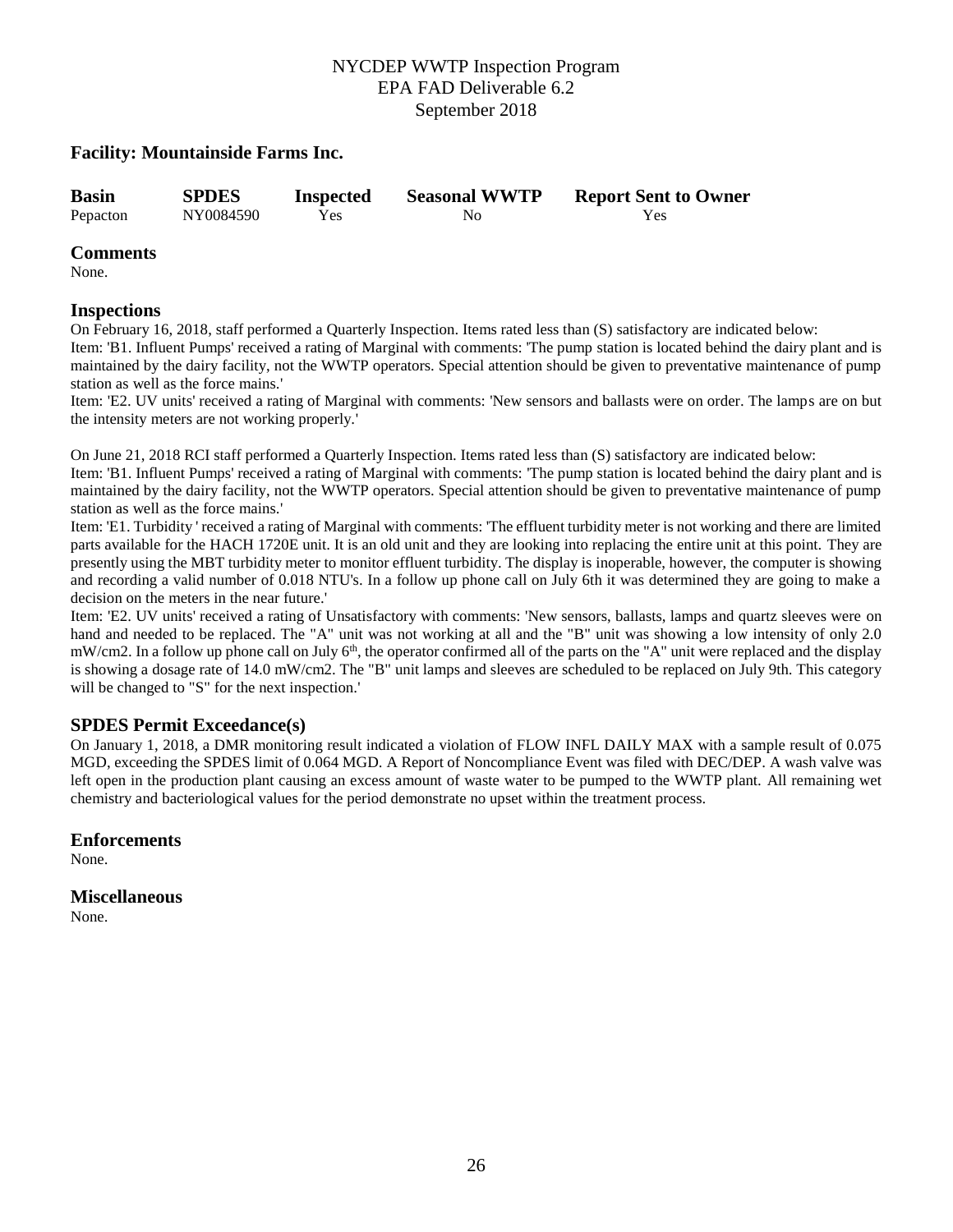NYCDEP WWTP Inspection Program
EPA FAD Deliverable 6.2
September 2018

### Facility: Mountainside Farms Inc.

| Basin | SPDES | Inspected | Seasonal WWTP | Report Sent to Owner |
|---|---|---|---|---|
| Pepacton | NY0084590 | Yes | No | Yes |

### Comments

None.

### Inspections

On February 16, 2018, staff performed a Quarterly Inspection. Items rated less than (S) satisfactory are indicated below:
Item: 'B1. Influent Pumps' received a rating of Marginal with comments: 'The pump station is located behind the dairy plant and is maintained by the dairy facility, not the WWTP operators. Special attention should be given to preventative maintenance of pump station as well as the force mains.'
Item: 'E2. UV units' received a rating of Marginal with comments: 'New sensors and ballasts were on order. The lamps are on but the intensity meters are not working properly.'

On June 21, 2018 RCI staff performed a Quarterly Inspection. Items rated less than (S) satisfactory are indicated below:
Item: 'B1. Influent Pumps' received a rating of Marginal with comments: 'The pump station is located behind the dairy plant and is maintained by the dairy facility, not the WWTP operators. Special attention should be given to preventative maintenance of pump station as well as the force mains.'
Item: 'E1. Turbidity ' received a rating of Marginal with comments: 'The effluent turbidity meter is not working and there are limited parts available for the HACH 1720E unit. It is an old unit and they are looking into replacing the entire unit at this point. They are presently using the MBT turbidity meter to monitor effluent turbidity. The display is inoperable, however, the computer is showing and recording a valid number of 0.018 NTU's. In a follow up phone call on July 6th it was determined they are going to make a decision on the meters in the near future.'
Item: 'E2. UV units' received a rating of Unsatisfactory with comments: 'New sensors, ballasts, lamps and quartz sleeves were on hand and needed to be replaced. The "A" unit was not working at all and the "B" unit was showing a low intensity of only 2.0 mW/cm2. In a follow up phone call on July 6th, the operator confirmed all of the parts on the "A" unit were replaced and the display is showing a dosage rate of 14.0 mW/cm2. The "B" unit lamps and sleeves are scheduled to be replaced on July 9th. This category will be changed to "S" for the next inspection.'

### SPDES Permit Exceedance(s)

On January 1, 2018, a DMR monitoring result indicated a violation of FLOW INFL DAILY MAX with a sample result of 0.075 MGD, exceeding the SPDES limit of 0.064 MGD. A Report of Noncompliance Event was filed with DEC/DEP. A wash valve was left open in the production plant causing an excess amount of waste water to be pumped to the WWTP plant. All remaining wet chemistry and bacteriological values for the period demonstrate no upset within the treatment process.

### Enforcements

None.

### Miscellaneous

None.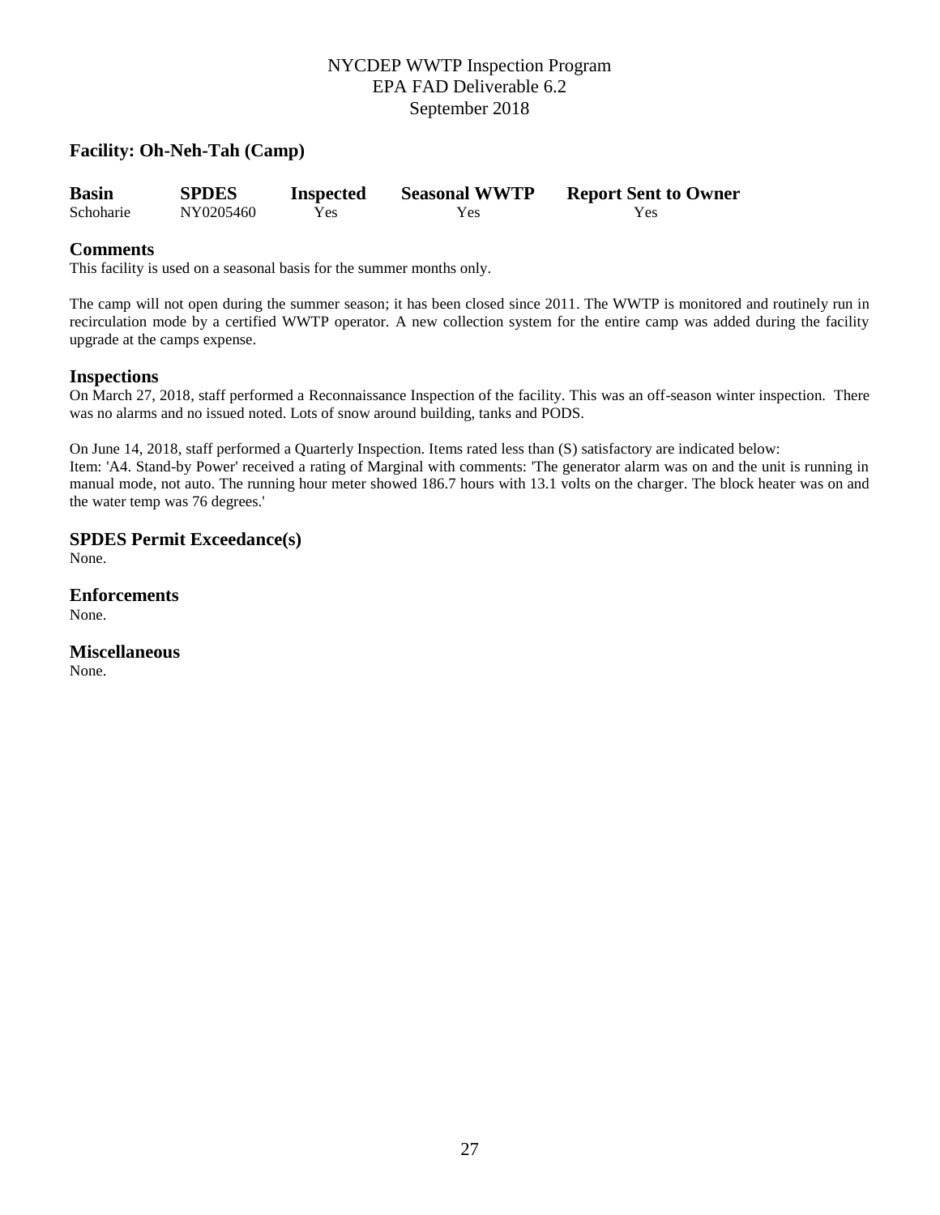NYCDEP WWTP Inspection Program
EPA FAD Deliverable 6.2
September 2018

## Facility: Oh-Neh-Tah (Camp)

| Basin | SPDES | Inspected | Seasonal WWTP | Report Sent to Owner |
|---|---|---|---|---|
| Schoharie | NY0205460 | Yes | Yes | Yes |

## Comments

This facility is used on a seasonal basis for the summer months only.

The camp will not open during the summer season; it has been closed since 2011. The WWTP is monitored and routinely run in recirculation mode by a certified WWTP operator. A new collection system for the entire camp was added during the facility upgrade at the camps expense.

## Inspections

On March 27, 2018, staff performed a Reconnaissance Inspection of the facility. This was an off-season winter inspection. There was no alarms and no issued noted. Lots of snow around building, tanks and PODS.

On June 14, 2018, staff performed a Quarterly Inspection. Items rated less than (S) satisfactory are indicated below:
Item: 'A4. Stand-by Power' received a rating of Marginal with comments: 'The generator alarm was on and the unit is running in manual mode, not auto. The running hour meter showed 186.7 hours with 13.1 volts on the charger. The block heater was on and the water temp was 76 degrees.'

## SPDES Permit Exceedance(s)

None.

## Enforcements

None.

## Miscellaneous

None.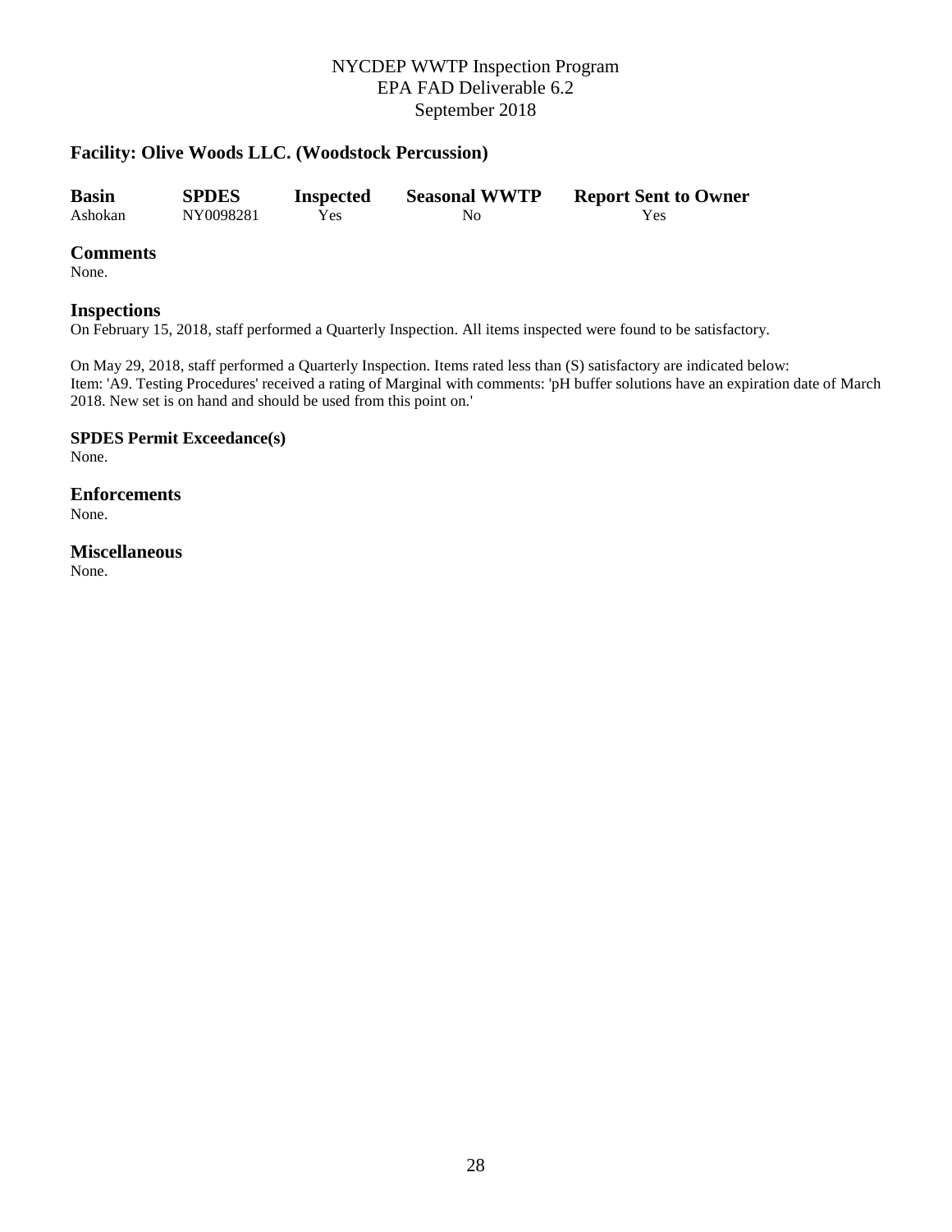### Facility: Olive Woods LLC. (Woodstock Percussion)

| Basin | SPDES | Inspected | Seasonal WWTP | Report Sent to Owner |
|---|---|---|---|---|
| Ashokan | NY0098281 | Yes | No | Yes |

## Comments

None.

## Inspections

On February 15, 2018, staff performed a Quarterly Inspection. All items inspected were found to be satisfactory.

On May 29, 2018, staff performed a Quarterly Inspection. Items rated less than (S) satisfactory are indicated below:
Item: 'A9. Testing Procedures' received a rating of Marginal with comments: 'pH buffer solutions have an expiration date of March 2018. New set is on hand and should be used from this point on.'

### SPDES Permit Exceedance(s)

None.

## Enforcements

None.

## Miscellaneous

None.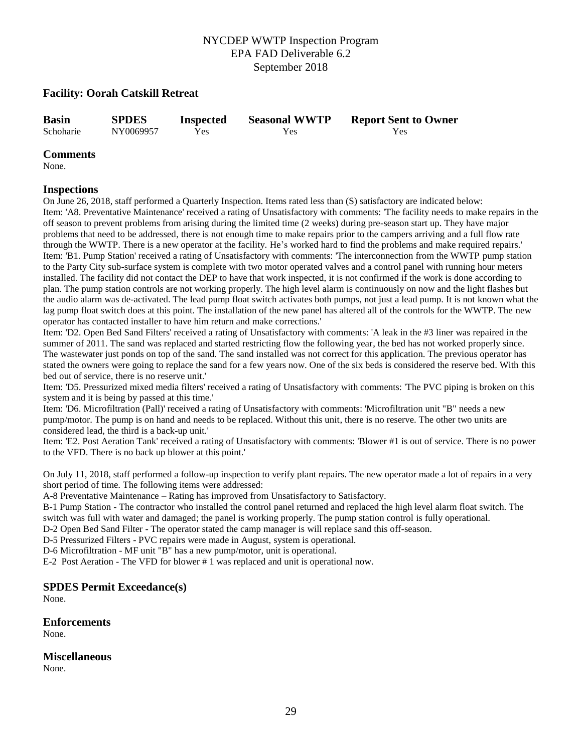## Facility: Oorah Catskill Retreat

| Basin | SPDES | Inspected | Seasonal WWTP | Report Sent to Owner |
|---|---|---|---|---|
| Schoharie | NY0069957 | Yes | Yes | Yes |

### Comments

None.

### Inspections

On June 26, 2018, staff performed a Quarterly Inspection. Items rated less than (S) satisfactory are indicated below:
Item: 'A8. Preventative Maintenance' received a rating of Unsatisfactory with comments: 'The facility needs to make repairs in the off season to prevent problems from arising during the limited time (2 weeks) during pre-season start up. They have major problems that need to be addressed, there is not enough time to make repairs prior to the campers arriving and a full flow rate through the WWTP. There is a new operator at the facility. He's worked hard to find the problems and make required repairs.'
Item: 'B1. Pump Station' received a rating of Unsatisfactory with comments: 'The interconnection from the WWTP pump station to the Party City sub-surface system is complete with two motor operated valves and a control panel with running hour meters installed. The facility did not contact the DEP to have that work inspected, it is not confirmed if the work is done according to plan. The pump station controls are not working properly. The high level alarm is continuously on now and the light flashes but the audio alarm was de-activated. The lead pump float switch activates both pumps, not just a lead pump. It is not known what the lag pump float switch does at this point. The installation of the new panel has altered all of the controls for the WWTP. The new operator has contacted installer to have him return and make corrections.'
Item: 'D2. Open Bed Sand Filters' received a rating of Unsatisfactory with comments: 'A leak in the #3 liner was repaired in the summer of 2011. The sand was replaced and started restricting flow the following year, the bed has not worked properly since. The wastewater just ponds on top of the sand. The sand installed was not correct for this application. The previous operator has stated the owners were going to replace the sand for a few years now. One of the six beds is considered the reserve bed. With this bed out of service, there is no reserve unit.'
Item: 'D5. Pressurized mixed media filters' received a rating of Unsatisfactory with comments: 'The PVC piping is broken on this system and it is being by passed at this time.'
Item: 'D6. Microfiltration (Pall)' received a rating of Unsatisfactory with comments: 'Microfiltration unit "B" needs a new pump/motor. The pump is on hand and needs to be replaced. Without this unit, there is no reserve. The other two units are considered lead, the third is a back-up unit.'
Item: 'E2. Post Aeration Tank' received a rating of Unsatisfactory with comments: 'Blower #1 is out of service. There is no power to the VFD. There is no back up blower at this point.'

On July 11, 2018, staff performed a follow-up inspection to verify plant repairs. The new operator made a lot of repairs in a very short period of time. The following items were addressed:
A-8 Preventative Maintenance – Rating has improved from Unsatisfactory to Satisfactory.
B-1 Pump Station - The contractor who installed the control panel returned and replaced the high level alarm float switch. The switch was full with water and damaged; the panel is working properly. The pump station control is fully operational.
D-2 Open Bed Sand Filter - The operator stated the camp manager is will replace sand this off-season.
D-5 Pressurized Filters - PVC repairs were made in August, system is operational.
D-6 Microfiltration - MF unit "B" has a new pump/motor, unit is operational.
E-2 Post Aeration - The VFD for blower # 1 was replaced and unit is operational now.

### SPDES Permit Exceedance(s)

None.

### Enforcements

None.

### Miscellaneous

None.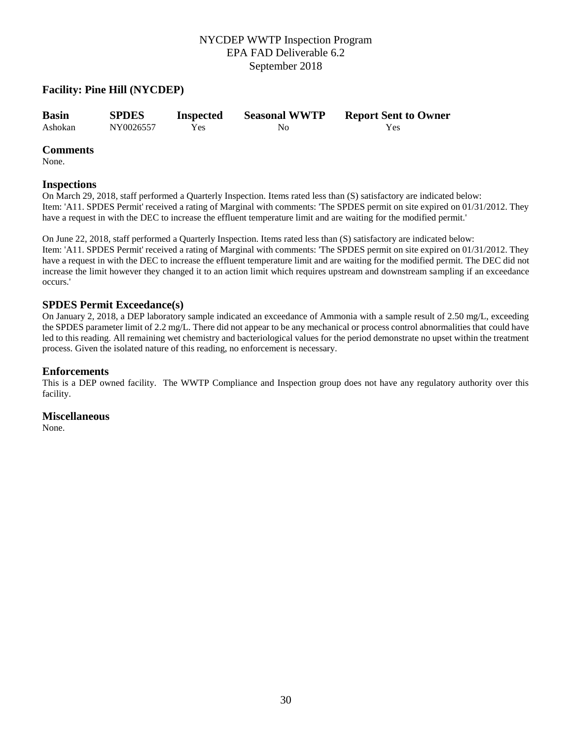NYCDEP WWTP Inspection Program
EPA FAD Deliverable 6.2
September 2018

### Facility: Pine Hill (NYCDEP)

| Basin | SPDES | Inspected | Seasonal WWTP | Report Sent to Owner |
|---|---|---|---|---|
| Ashokan | NY0026557 | Yes | No | Yes |

### Comments

None.

### Inspections

On March 29, 2018, staff performed a Quarterly Inspection. Items rated less than (S) satisfactory are indicated below:
Item: 'A11. SPDES Permit' received a rating of Marginal with comments: 'The SPDES permit on site expired on 01/31/2012. They have a request in with the DEC to increase the effluent temperature limit and are waiting for the modified permit.'

On June 22, 2018, staff performed a Quarterly Inspection. Items rated less than (S) satisfactory are indicated below:
Item: 'A11. SPDES Permit' received a rating of Marginal with comments: 'The SPDES permit on site expired on 01/31/2012. They have a request in with the DEC to increase the effluent temperature limit and are waiting for the modified permit. The DEC did not increase the limit however they changed it to an action limit which requires upstream and downstream sampling if an exceedance occurs.'

### SPDES Permit Exceedance(s)

On January 2, 2018, a DEP laboratory sample indicated an exceedance of Ammonia with a sample result of 2.50 mg/L, exceeding the SPDES parameter limit of 2.2 mg/L. There did not appear to be any mechanical or process control abnormalities that could have led to this reading. All remaining wet chemistry and bacteriological values for the period demonstrate no upset within the treatment process. Given the isolated nature of this reading, no enforcement is necessary.

### Enforcements

This is a DEP owned facility. The WWTP Compliance and Inspection group does not have any regulatory authority over this facility.

### Miscellaneous

None.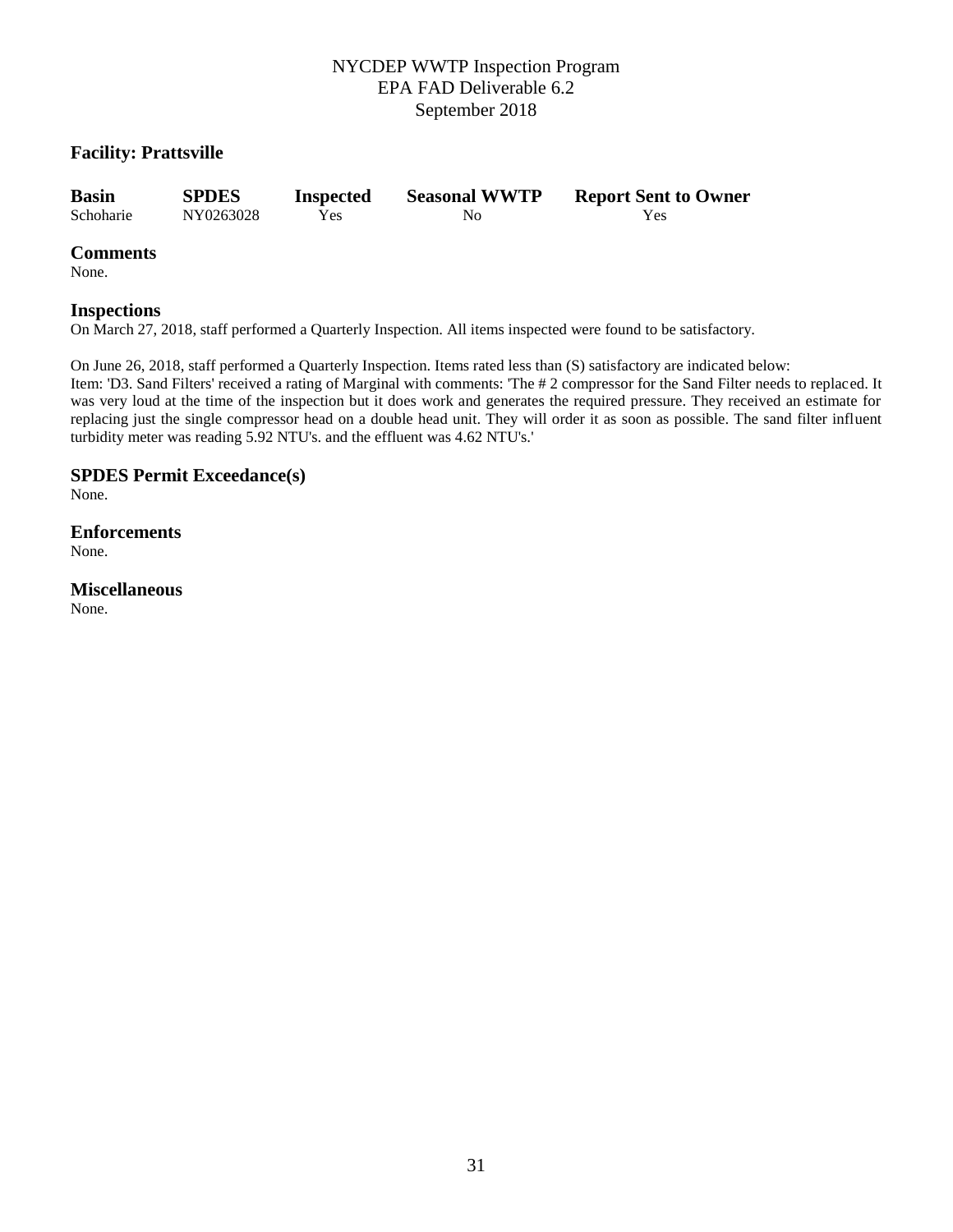NYCDEP WWTP Inspection Program
EPA FAD Deliverable 6.2
September 2018

**Facility: Prattsville**

| Basin | SPDES | Inspected | Seasonal WWTP | Report Sent to Owner |
|---|---|---|---|---|
| Schoharie | NY0263028 | Yes | No | Yes |

## Comments

None.

## Inspections

On March 27, 2018, staff performed a Quarterly Inspection. All items inspected were found to be satisfactory.

On June 26, 2018, staff performed a Quarterly Inspection. Items rated less than (S) satisfactory are indicated below:
Item: 'D3. Sand Filters' received a rating of Marginal with comments: 'The # 2 compressor for the Sand Filter needs to replaced. It was very loud at the time of the inspection but it does work and generates the required pressure. They received an estimate for replacing just the single compressor head on a double head unit. They will order it as soon as possible. The sand filter influent turbidity meter was reading 5.92 NTU's. and the effluent was 4.62 NTU's.'

## SPDES Permit Exceedance(s)

None.

## Enforcements

None.

## Miscellaneous

None.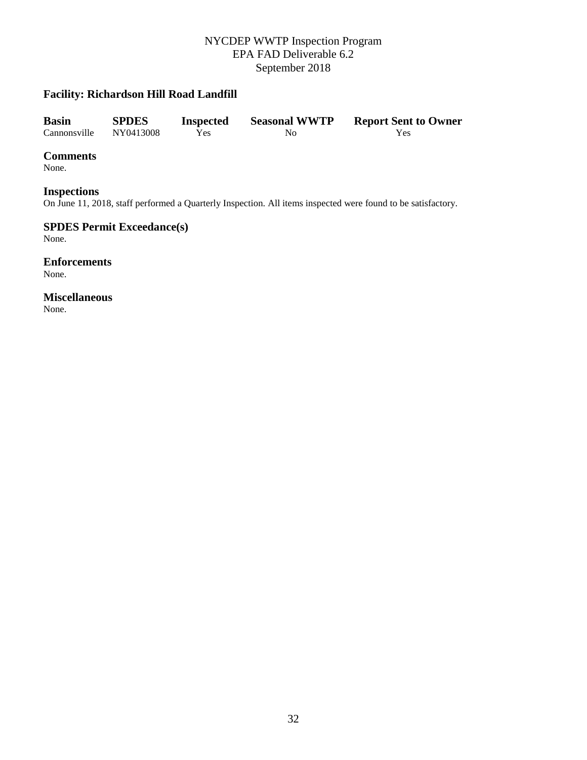## Facility: Richardson Hill Road Landfill

| Basin | SPDES | Inspected | Seasonal WWTP | Report Sent to Owner |
|---|---|---|---|---|
| Cannonsville | NY0413008 | Yes | No | Yes |

### Comments
None.

### Inspections
On June 11, 2018, staff performed a Quarterly Inspection. All items inspected were found to be satisfactory.

### SPDES Permit Exceedance(s)
None.

### Enforcements
None.

### Miscellaneous
None.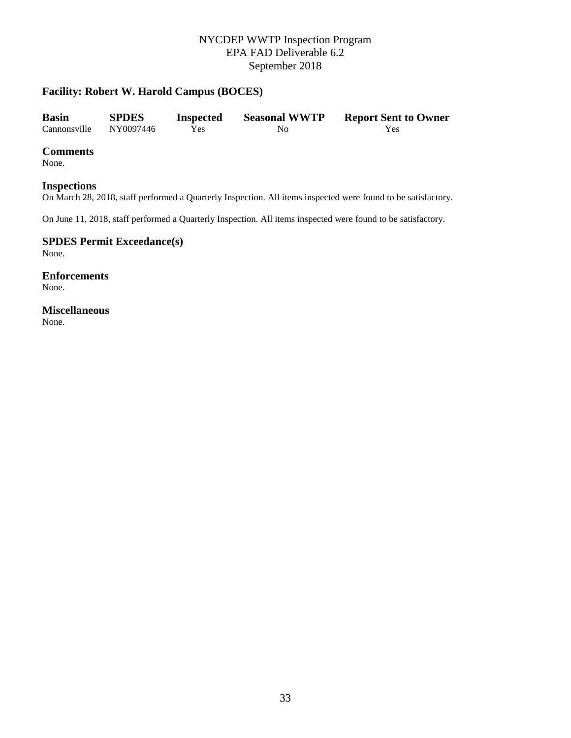## Facility: Robert W. Harold Campus (BOCES)

| Basin | SPDES | Inspected | Seasonal WWTP | Report Sent to Owner |
|---|---|---|---|---|
| Cannonsville | NY0097446 | Yes | No | Yes |

### Comments
None.

### Inspections
On March 28, 2018, staff performed a Quarterly Inspection. All items inspected were found to be satisfactory.

On June 11, 2018, staff performed a Quarterly Inspection. All items inspected were found to be satisfactory.

### SPDES Permit Exceedance(s)
None.

### Enforcements
None.

### Miscellaneous
None.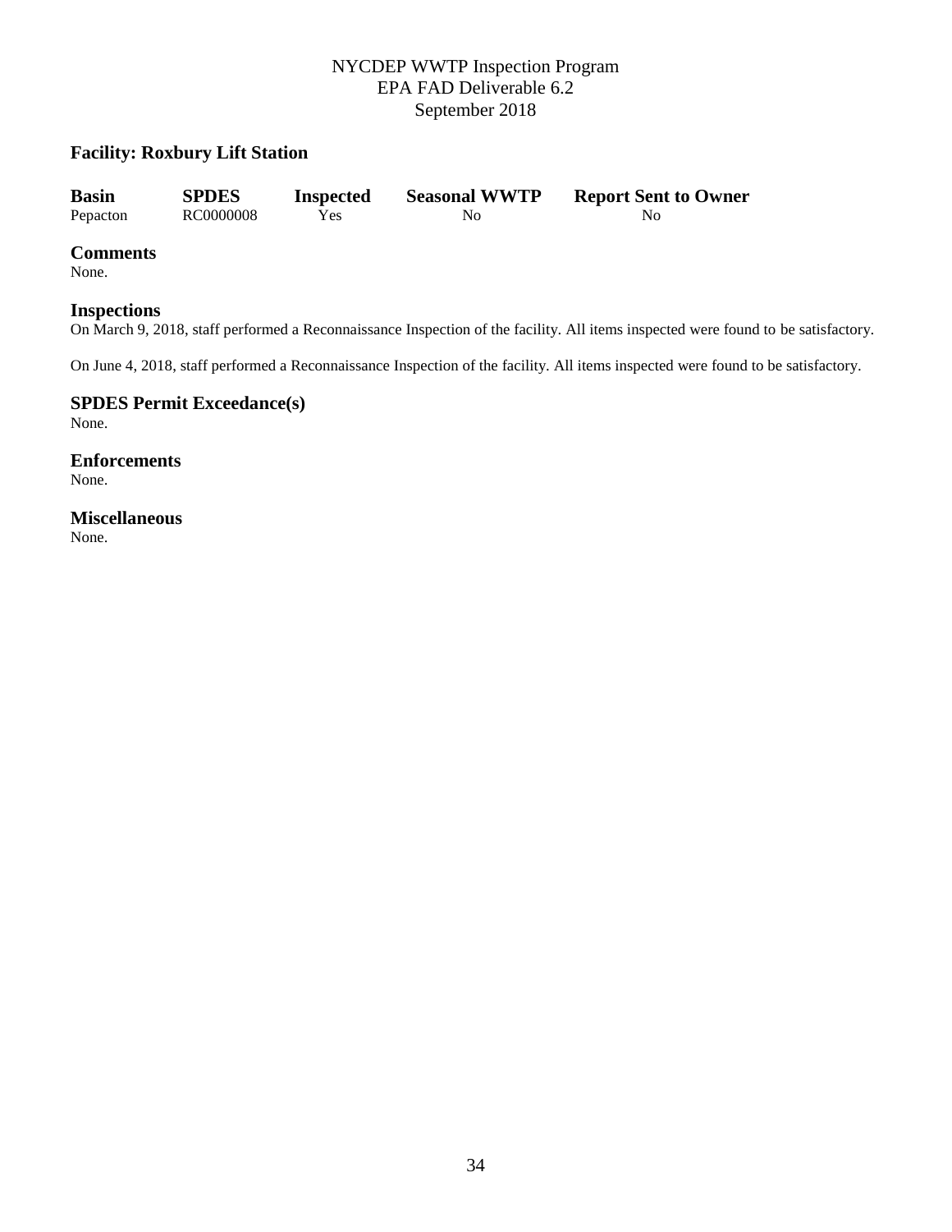## Facility: Roxbury Lift Station

| Basin | SPDES | Inspected | Seasonal WWTP | Report Sent to Owner |
|---|---|---|---|---|
| Pepacton | RC0000008 | Yes | No | No |

### Comments

None.

### Inspections

On March 9, 2018, staff performed a Reconnaissance Inspection of the facility. All items inspected were found to be satisfactory.

On June 4, 2018, staff performed a Reconnaissance Inspection of the facility. All items inspected were found to be satisfactory.

### SPDES Permit Exceedance(s)

None.

### Enforcements

None.

### Miscellaneous

None.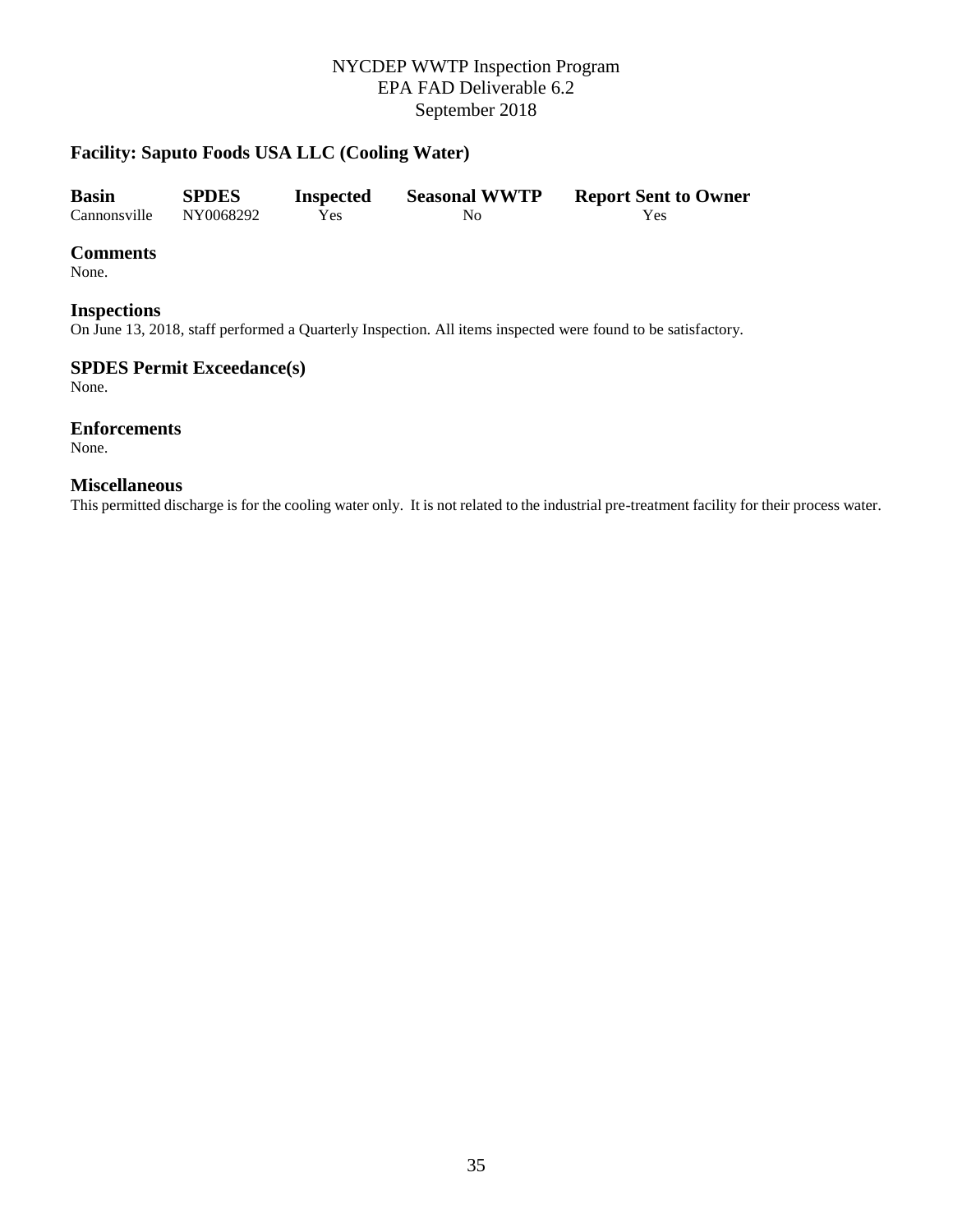## Facility: Saputo Foods USA LLC (Cooling Water)

| Basin | SPDES | Inspected | Seasonal WWTP | Report Sent to Owner |
|---|---|---|---|---|
| Cannonsville | NY0068292 | Yes | No | Yes |

### Comments
None.

### Inspections
On June 13, 2018, staff performed a Quarterly Inspection. All items inspected were found to be satisfactory.

### SPDES Permit Exceedance(s)
None.

### Enforcements
None.

### Miscellaneous
This permitted discharge is for the cooling water only. It is not related to the industrial pre-treatment facility for their process water.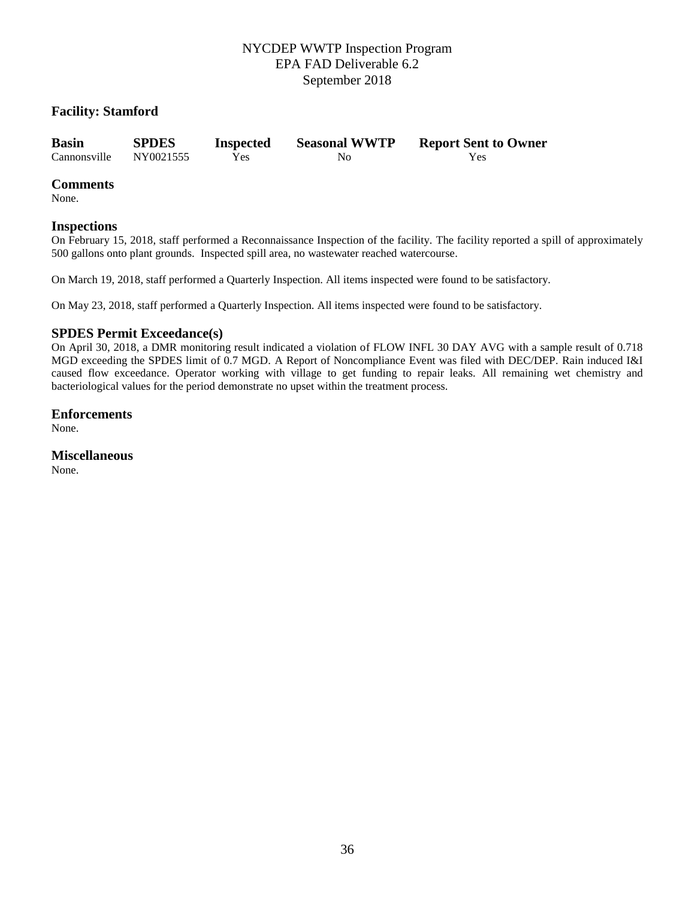## Facility: Stamford

| Basin | SPDES | Inspected | Seasonal WWTP | Report Sent to Owner |
| --- | --- | --- | --- | --- |
| Cannonsville | NY0021555 | Yes | No | Yes |

### Comments

None.

### Inspections

On February 15, 2018, staff performed a Reconnaissance Inspection of the facility. The facility reported a spill of approximately 500 gallons onto plant grounds. Inspected spill area, no wastewater reached watercourse.

On March 19, 2018, staff performed a Quarterly Inspection. All items inspected were found to be satisfactory.

On May 23, 2018, staff performed a Quarterly Inspection. All items inspected were found to be satisfactory.

### SPDES Permit Exceedance(s)

On April 30, 2018, a DMR monitoring result indicated a violation of FLOW INFL 30 DAY AVG with a sample result of 0.718 MGD exceeding the SPDES limit of 0.7 MGD. A Report of Noncompliance Event was filed with DEC/DEP. Rain induced I&I caused flow exceedance. Operator working with village to get funding to repair leaks. All remaining wet chemistry and bacteriological values for the period demonstrate no upset within the treatment process.

### Enforcements

None.

### Miscellaneous

None.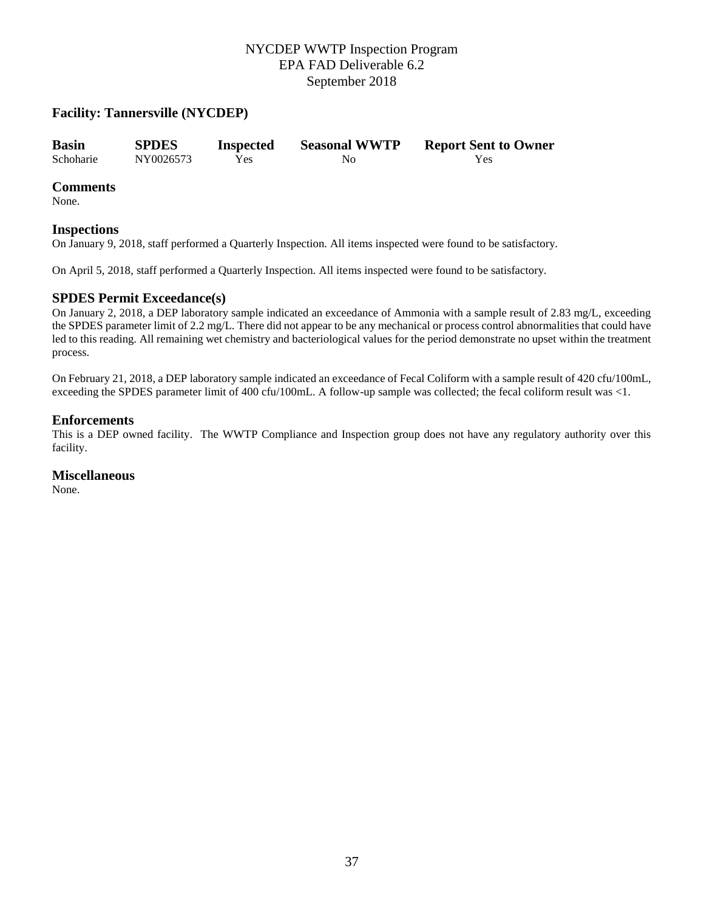NYCDEP WWTP Inspection Program
EPA FAD Deliverable 6.2
September 2018

## Facility: Tannersville (NYCDEP)

| Basin | SPDES | Inspected | Seasonal WWTP | Report Sent to Owner |
|---|---|---|---|---|
| Schoharie | NY0026573 | Yes | No | Yes |

### Comments

None.

### Inspections

On January 9, 2018, staff performed a Quarterly Inspection. All items inspected were found to be satisfactory.

On April 5, 2018, staff performed a Quarterly Inspection. All items inspected were found to be satisfactory.

### SPDES Permit Exceedance(s)

On January 2, 2018, a DEP laboratory sample indicated an exceedance of Ammonia with a sample result of 2.83 mg/L, exceeding the SPDES parameter limit of 2.2 mg/L. There did not appear to be any mechanical or process control abnormalities that could have led to this reading. All remaining wet chemistry and bacteriological values for the period demonstrate no upset within the treatment process.

On February 21, 2018, a DEP laboratory sample indicated an exceedance of Fecal Coliform with a sample result of 420 cfu/100mL, exceeding the SPDES parameter limit of 400 cfu/100mL. A follow-up sample was collected; the fecal coliform result was <1.

### Enforcements

This is a DEP owned facility. The WWTP Compliance and Inspection group does not have any regulatory authority over this facility.

### Miscellaneous

None.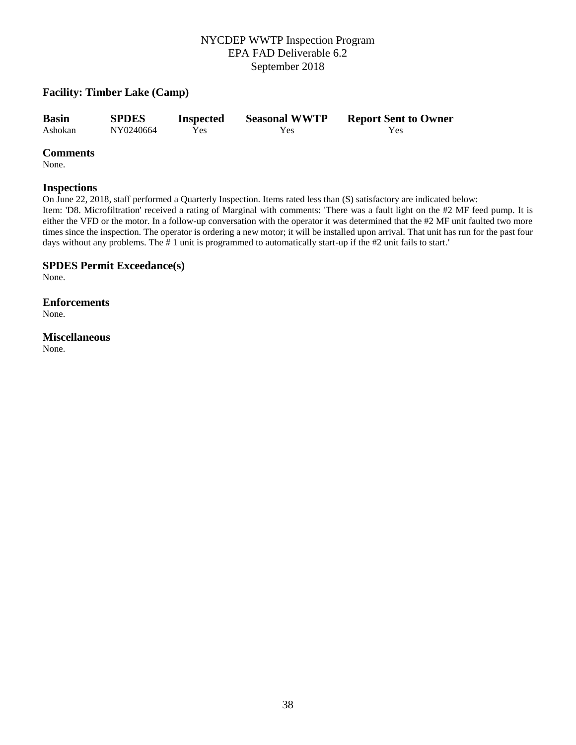## Facility: Timber Lake (Camp)

| Basin | SPDES | Inspected | Seasonal WWTP | Report Sent to Owner |
|---|---|---|---|---|
| Ashokan | NY0240664 | Yes | Yes | Yes |

### Comments

None.

### Inspections

On June 22, 2018, staff performed a Quarterly Inspection. Items rated less than (S) satisfactory are indicated below:

Item: 'D8. Microfiltration' received a rating of Marginal with comments: 'There was a fault light on the #2 MF feed pump. It is either the VFD or the motor. In a follow-up conversation with the operator it was determined that the #2 MF unit faulted two more times since the inspection. The operator is ordering a new motor; it will be installed upon arrival. That unit has run for the past four days without any problems. The # 1 unit is programmed to automatically start-up if the #2 unit fails to start.'

### SPDES Permit Exceedance(s)

None.

### Enforcements

None.

### Miscellaneous

None.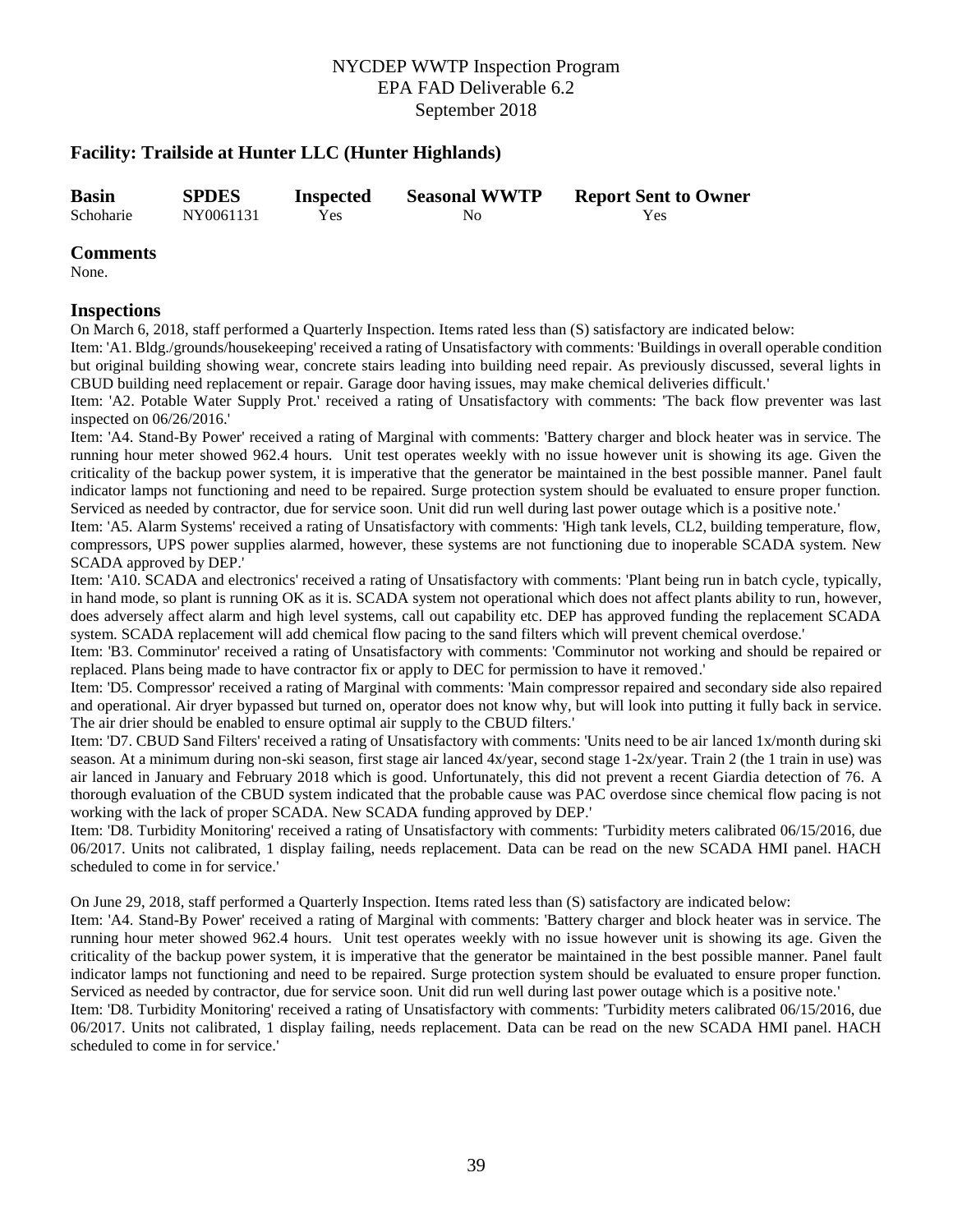## Facility: Trailside at Hunter LLC (Hunter Highlands)

| Basin | SPDES | Inspected | Seasonal WWTP | Report Sent to Owner |
|---|---|---|---|---|
| Schoharie | NY0061131 | Yes | No | Yes |

### Comments

None.

### Inspections

On March 6, 2018, staff performed a Quarterly Inspection. Items rated less than (S) satisfactory are indicated below:

Item: 'A1. Bldg./grounds/housekeeping' received a rating of Unsatisfactory with comments: 'Buildings in overall operable condition but original building showing wear, concrete stairs leading into building need repair. As previously discussed, several lights in CBUD building need replacement or repair. Garage door having issues, may make chemical deliveries difficult.'

Item: 'A2. Potable Water Supply Prot.' received a rating of Unsatisfactory with comments: 'The back flow preventer was last inspected on 06/26/2016.'

Item: 'A4. Stand-By Power' received a rating of Marginal with comments: 'Battery charger and block heater was in service. The running hour meter showed 962.4 hours. Unit test operates weekly with no issue however unit is showing its age. Given the criticality of the backup power system, it is imperative that the generator be maintained in the best possible manner. Panel fault indicator lamps not functioning and need to be repaired. Surge protection system should be evaluated to ensure proper function. Serviced as needed by contractor, due for service soon. Unit did run well during last power outage which is a positive note.'

Item: 'A5. Alarm Systems' received a rating of Unsatisfactory with comments: 'High tank levels, CL2, building temperature, flow, compressors, UPS power supplies alarmed, however, these systems are not functioning due to inoperable SCADA system. New SCADA approved by DEP.'

Item: 'A10. SCADA and electronics' received a rating of Unsatisfactory with comments: 'Plant being run in batch cycle, typically, in hand mode, so plant is running OK as it is. SCADA system not operational which does not affect plants ability to run, however, does adversely affect alarm and high level systems, call out capability etc. DEP has approved funding the replacement SCADA system. SCADA replacement will add chemical flow pacing to the sand filters which will prevent chemical overdose.'

Item: 'B3. Comminutor' received a rating of Unsatisfactory with comments: 'Comminutor not working and should be repaired or replaced. Plans being made to have contractor fix or apply to DEC for permission to have it removed.'

Item: 'D5. Compressor' received a rating of Marginal with comments: 'Main compressor repaired and secondary side also repaired and operational. Air dryer bypassed but turned on, operator does not know why, but will look into putting it fully back in service. The air drier should be enabled to ensure optimal air supply to the CBUD filters.'

Item: 'D7. CBUD Sand Filters' received a rating of Unsatisfactory with comments: 'Units need to be air lanced 1x/month during ski season. At a minimum during non-ski season, first stage air lanced 4x/year, second stage 1-2x/year. Train 2 (the 1 train in use) was air lanced in January and February 2018 which is good. Unfortunately, this did not prevent a recent Giardia detection of 76. A thorough evaluation of the CBUD system indicated that the probable cause was PAC overdose since chemical flow pacing is not working with the lack of proper SCADA. New SCADA funding approved by DEP.'

Item: 'D8. Turbidity Monitoring' received a rating of Unsatisfactory with comments: 'Turbidity meters calibrated 06/15/2016, due 06/2017. Units not calibrated, 1 display failing, needs replacement. Data can be read on the new SCADA HMI panel. HACH scheduled to come in for service.'

On June 29, 2018, staff performed a Quarterly Inspection. Items rated less than (S) satisfactory are indicated below:

Item: 'A4. Stand-By Power' received a rating of Marginal with comments: 'Battery charger and block heater was in service. The running hour meter showed 962.4 hours. Unit test operates weekly with no issue however unit is showing its age. Given the criticality of the backup power system, it is imperative that the generator be maintained in the best possible manner. Panel fault indicator lamps not functioning and need to be repaired. Surge protection system should be evaluated to ensure proper function. Serviced as needed by contractor, due for service soon. Unit did run well during last power outage which is a positive note.'

Item: 'D8. Turbidity Monitoring' received a rating of Unsatisfactory with comments: 'Turbidity meters calibrated 06/15/2016, due 06/2017. Units not calibrated, 1 display failing, needs replacement. Data can be read on the new SCADA HMI panel. HACH scheduled to come in for service.'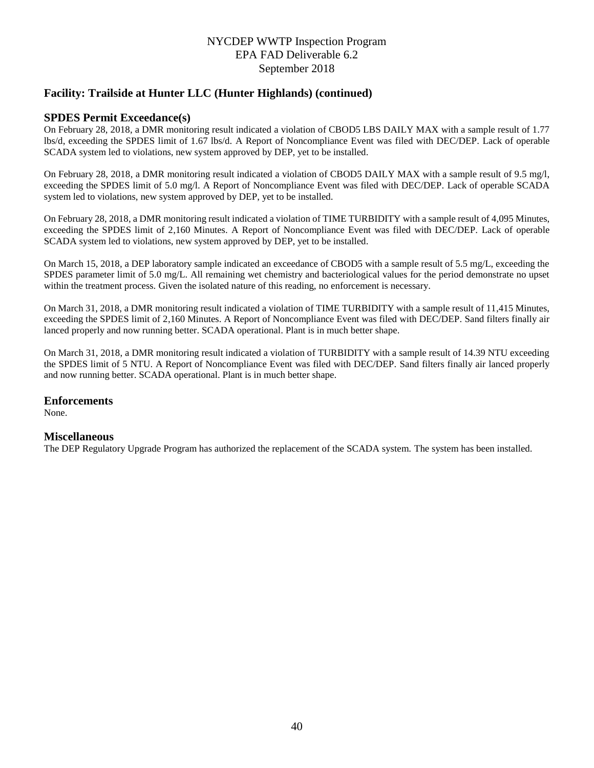## Facility: Trailside at Hunter LLC (Hunter Highlands) (continued)

### SPDES Permit Exceedance(s)

On February 28, 2018, a DMR monitoring result indicated a violation of CBOD5 LBS DAILY MAX with a sample result of 1.77 lbs/d, exceeding the SPDES limit of 1.67 lbs/d. A Report of Noncompliance Event was filed with DEC/DEP. Lack of operable SCADA system led to violations, new system approved by DEP, yet to be installed.

On February 28, 2018, a DMR monitoring result indicated a violation of CBOD5 DAILY MAX with a sample result of 9.5 mg/l, exceeding the SPDES limit of 5.0 mg/l. A Report of Noncompliance Event was filed with DEC/DEP. Lack of operable SCADA system led to violations, new system approved by DEP, yet to be installed.

On February 28, 2018, a DMR monitoring result indicated a violation of TIME TURBIDITY with a sample result of 4,095 Minutes, exceeding the SPDES limit of 2,160 Minutes. A Report of Noncompliance Event was filed with DEC/DEP. Lack of operable SCADA system led to violations, new system approved by DEP, yet to be installed.

On March 15, 2018, a DEP laboratory sample indicated an exceedance of CBOD5 with a sample result of 5.5 mg/L, exceeding the SPDES parameter limit of 5.0 mg/L. All remaining wet chemistry and bacteriological values for the period demonstrate no upset within the treatment process. Given the isolated nature of this reading, no enforcement is necessary.

On March 31, 2018, a DMR monitoring result indicated a violation of TIME TURBIDITY with a sample result of 11,415 Minutes, exceeding the SPDES limit of 2,160 Minutes. A Report of Noncompliance Event was filed with DEC/DEP. Sand filters finally air lanced properly and now running better. SCADA operational. Plant is in much better shape.

On March 31, 2018, a DMR monitoring result indicated a violation of TURBIDITY with a sample result of 14.39 NTU exceeding the SPDES limit of 5 NTU. A Report of Noncompliance Event was filed with DEC/DEP. Sand filters finally air lanced properly and now running better. SCADA operational. Plant is in much better shape.

### Enforcements

None.

### Miscellaneous

The DEP Regulatory Upgrade Program has authorized the replacement of the SCADA system. The system has been installed.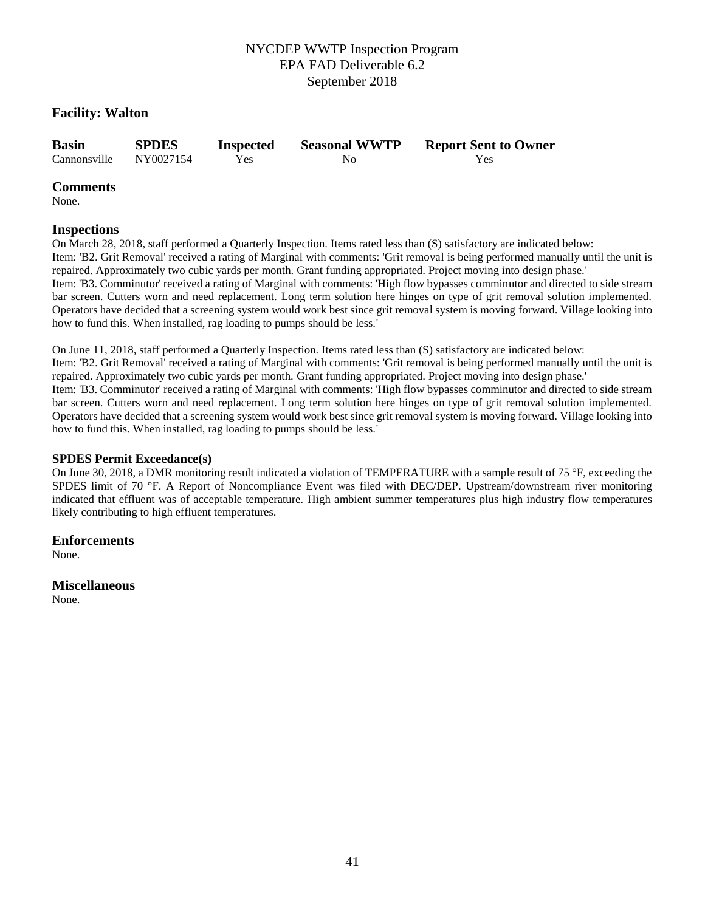## Facility: Walton

| Basin | SPDES | Inspected | Seasonal WWTP | Report Sent to Owner |
|---|---|---|---|---|
| Cannonsville | NY0027154 | Yes | No | Yes |

### Comments

None.

### Inspections

On March 28, 2018, staff performed a Quarterly Inspection. Items rated less than (S) satisfactory are indicated below:
Item: 'B2. Grit Removal' received a rating of Marginal with comments: 'Grit removal is being performed manually until the unit is repaired. Approximately two cubic yards per month. Grant funding appropriated. Project moving into design phase.'
Item: 'B3. Comminutor' received a rating of Marginal with comments: 'High flow bypasses comminutor and directed to side stream bar screen. Cutters worn and need replacement. Long term solution here hinges on type of grit removal solution implemented. Operators have decided that a screening system would work best since grit removal system is moving forward. Village looking into how to fund this. When installed, rag loading to pumps should be less.'

On June 11, 2018, staff performed a Quarterly Inspection. Items rated less than (S) satisfactory are indicated below:
Item: 'B2. Grit Removal' received a rating of Marginal with comments: 'Grit removal is being performed manually until the unit is repaired. Approximately two cubic yards per month. Grant funding appropriated. Project moving into design phase.'
Item: 'B3. Comminutor' received a rating of Marginal with comments: 'High flow bypasses comminutor and directed to side stream bar screen. Cutters worn and need replacement. Long term solution here hinges on type of grit removal solution implemented. Operators have decided that a screening system would work best since grit removal system is moving forward. Village looking into how to fund this. When installed, rag loading to pumps should be less.'

#### SPDES Permit Exceedance(s)

On June 30, 2018, a DMR monitoring result indicated a violation of TEMPERATURE with a sample result of 75 °F, exceeding the SPDES limit of 70 °F. A Report of Noncompliance Event was filed with DEC/DEP. Upstream/downstream river monitoring indicated that effluent was of acceptable temperature. High ambient summer temperatures plus high industry flow temperatures likely contributing to high effluent temperatures.

### Enforcements

None.

### Miscellaneous

None.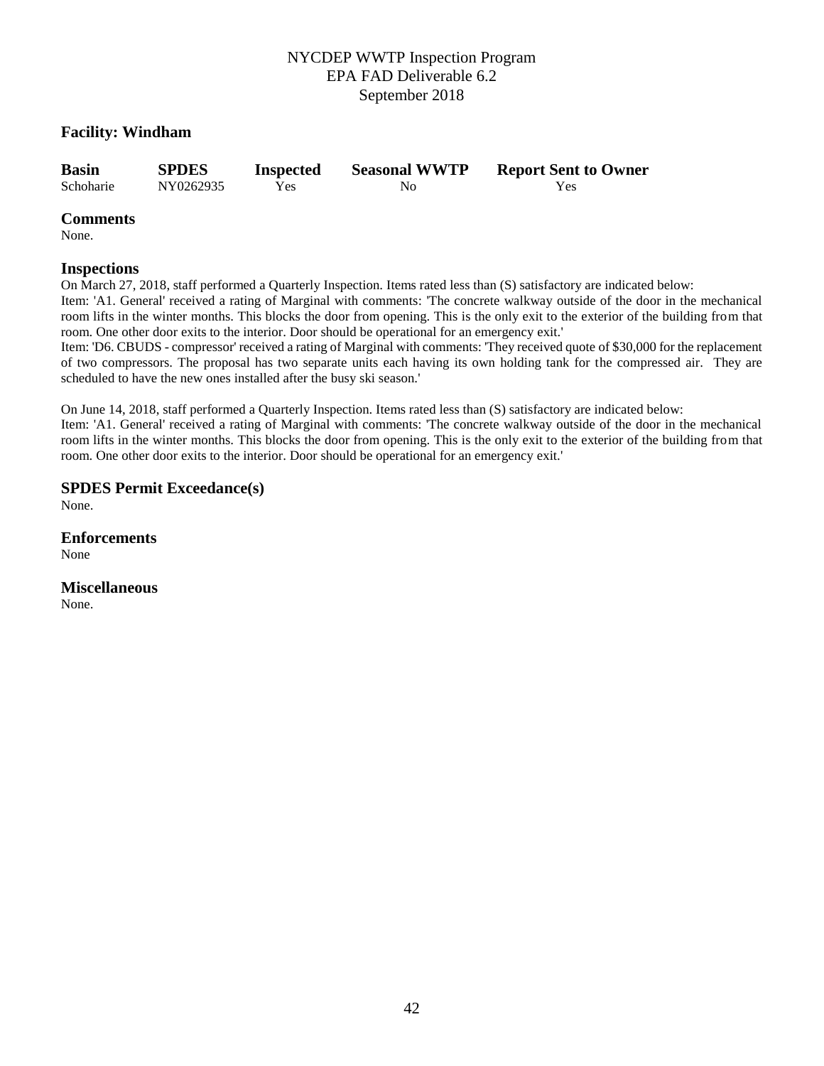NYCDEP WWTP Inspection Program
EPA FAD Deliverable 6.2
September 2018

**Facility: Windham**

| Basin | SPDES | Inspected | Seasonal WWTP | Report Sent to Owner |
|---|---|---|---|---|
| Schoharie | NY0262935 | Yes | No | Yes |

### Comments

None.

### Inspections

On March 27, 2018, staff performed a Quarterly Inspection. Items rated less than (S) satisfactory are indicated below:
Item: 'A1. General' received a rating of Marginal with comments: 'The concrete walkway outside of the door in the mechanical room lifts in the winter months. This blocks the door from opening. This is the only exit to the exterior of the building from that room. One other door exits to the interior. Door should be operational for an emergency exit.'
Item: 'D6. CBUDS - compressor' received a rating of Marginal with comments: 'They received quote of $30,000 for the replacement of two compressors. The proposal has two separate units each having its own holding tank for the compressed air. They are scheduled to have the new ones installed after the busy ski season.'

On June 14, 2018, staff performed a Quarterly Inspection. Items rated less than (S) satisfactory are indicated below:
Item: 'A1. General' received a rating of Marginal with comments: 'The concrete walkway outside of the door in the mechanical room lifts in the winter months. This blocks the door from opening. This is the only exit to the exterior of the building from that room. One other door exits to the interior. Door should be operational for an emergency exit.'

### SPDES Permit Exceedance(s)

None.

### Enforcements

None

### Miscellaneous

None.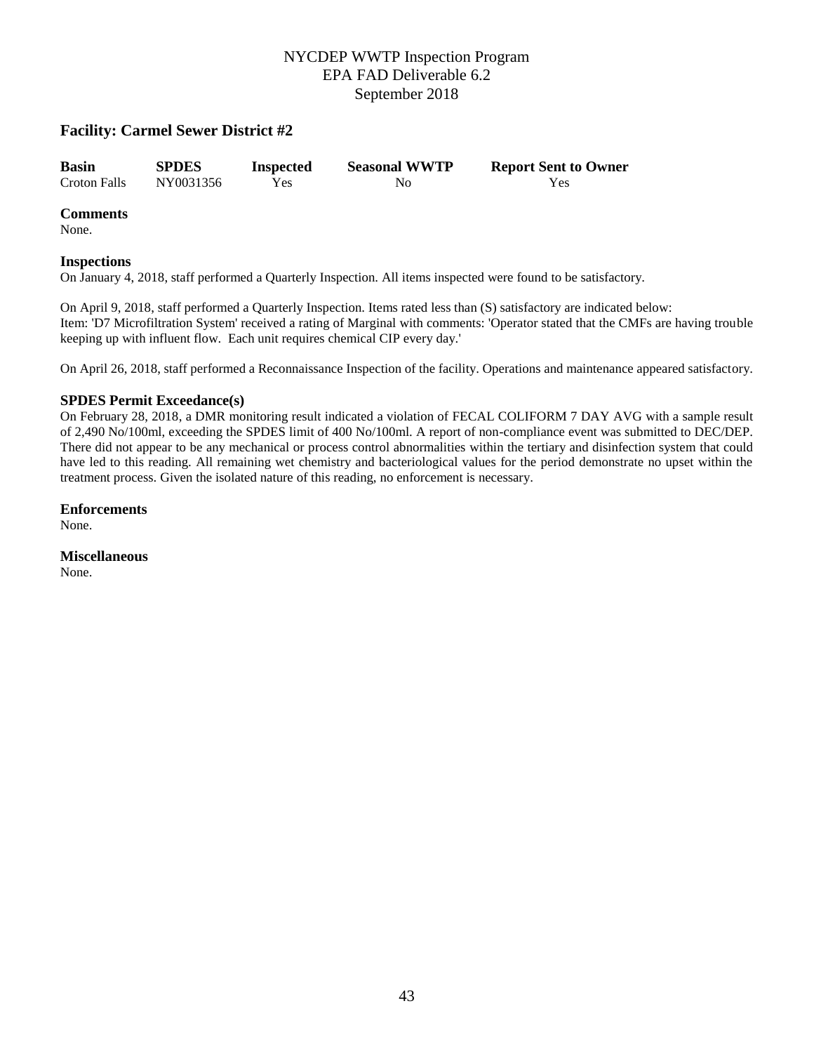## Facility: Carmel Sewer District #2

| Basin | SPDES | Inspected | Seasonal WWTP | Report Sent to Owner |
|---|---|---|---|---|
| Croton Falls | NY0031356 | Yes | No | Yes |

### Comments
None.

### Inspections
On January 4, 2018, staff performed a Quarterly Inspection. All items inspected were found to be satisfactory.

On April 9, 2018, staff performed a Quarterly Inspection. Items rated less than (S) satisfactory are indicated below:
Item: 'D7 Microfiltration System' received a rating of Marginal with comments: 'Operator stated that the CMFs are having trouble keeping up with influent flow. Each unit requires chemical CIP every day.'

On April 26, 2018, staff performed a Reconnaissance Inspection of the facility. Operations and maintenance appeared satisfactory.

### SPDES Permit Exceedance(s)
On February 28, 2018, a DMR monitoring result indicated a violation of FECAL COLIFORM 7 DAY AVG with a sample result of 2,490 No/100ml, exceeding the SPDES limit of 400 No/100ml. A report of non-compliance event was submitted to DEC/DEP. There did not appear to be any mechanical or process control abnormalities within the tertiary and disinfection system that could have led to this reading. All remaining wet chemistry and bacteriological values for the period demonstrate no upset within the treatment process. Given the isolated nature of this reading, no enforcement is necessary.

### Enforcements
None.

### Miscellaneous
None.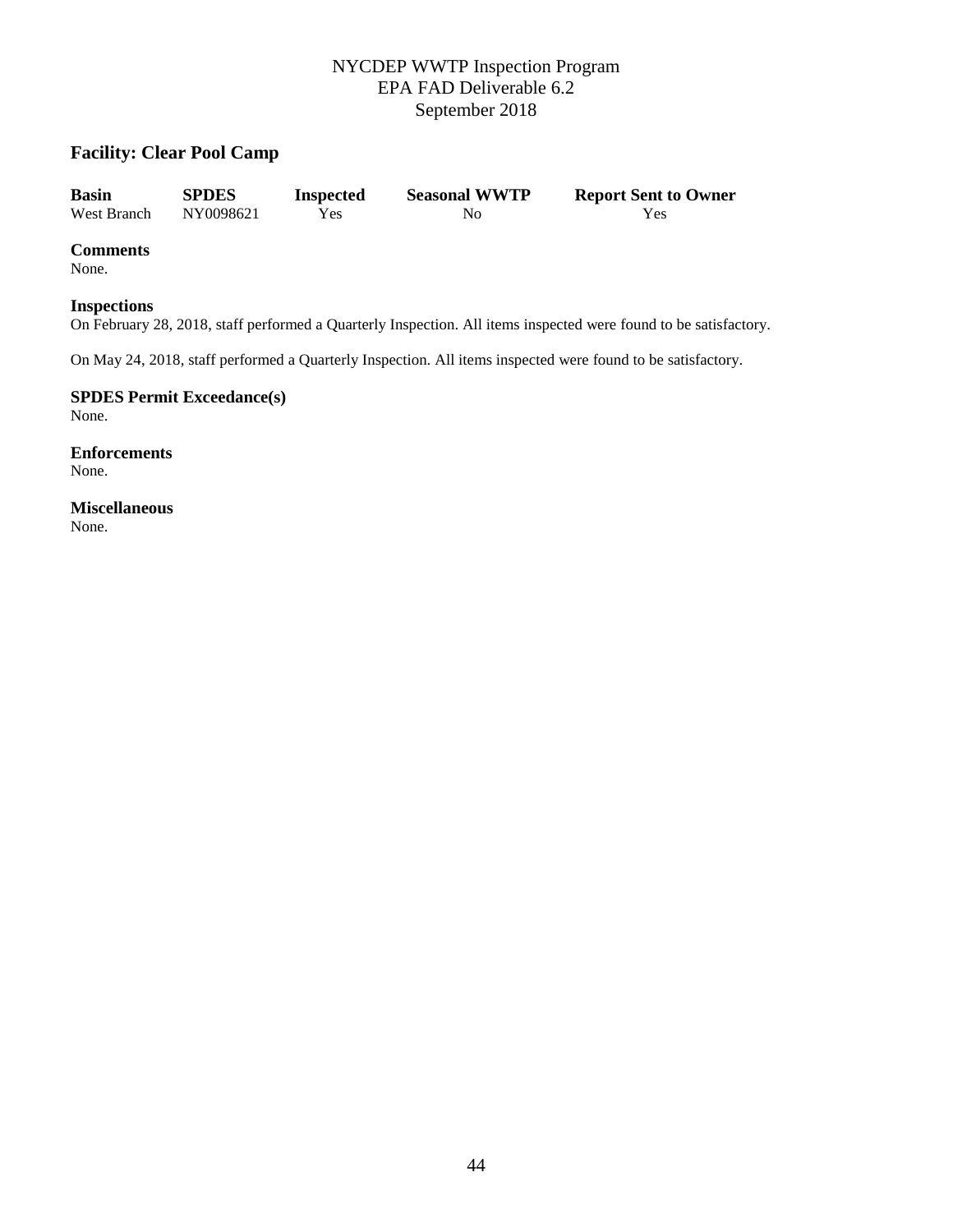## Facility: Clear Pool Camp

| Basin | SPDES | Inspected | Seasonal WWTP | Report Sent to Owner |
|---|---|---|---|---|
| West Branch | NY0098621 | Yes | No | Yes |

**Comments**
None.

**Inspections**
On February 28, 2018, staff performed a Quarterly Inspection. All items inspected were found to be satisfactory.

On May 24, 2018, staff performed a Quarterly Inspection. All items inspected were found to be satisfactory.

**SPDES Permit Exceedance(s)**
None.

**Enforcements**
None.

**Miscellaneous**
None.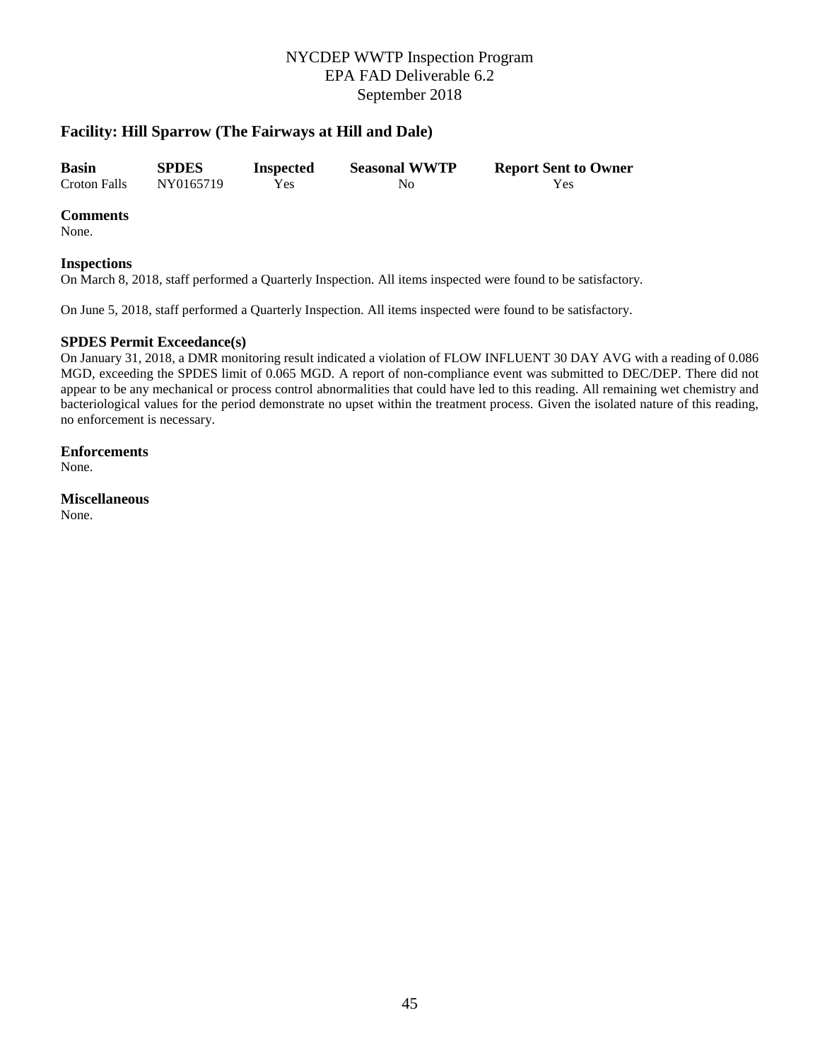## Facility: Hill Sparrow (The Fairways at Hill and Dale)

| Basin | SPDES | Inspected | Seasonal WWTP | Report Sent to Owner |
| --- | --- | --- | --- | --- |
| Croton Falls | NY0165719 | Yes | No | Yes |

### Comments

None.

### Inspections

On March 8, 2018, staff performed a Quarterly Inspection. All items inspected were found to be satisfactory.

On June 5, 2018, staff performed a Quarterly Inspection. All items inspected were found to be satisfactory.

### SPDES Permit Exceedance(s)

On January 31, 2018, a DMR monitoring result indicated a violation of FLOW INFLUENT 30 DAY AVG with a reading of 0.086 MGD, exceeding the SPDES limit of 0.065 MGD. A report of non-compliance event was submitted to DEC/DEP. There did not appear to be any mechanical or process control abnormalities that could have led to this reading. All remaining wet chemistry and bacteriological values for the period demonstrate no upset within the treatment process. Given the isolated nature of this reading, no enforcement is necessary.

### Enforcements

None.

### Miscellaneous

None.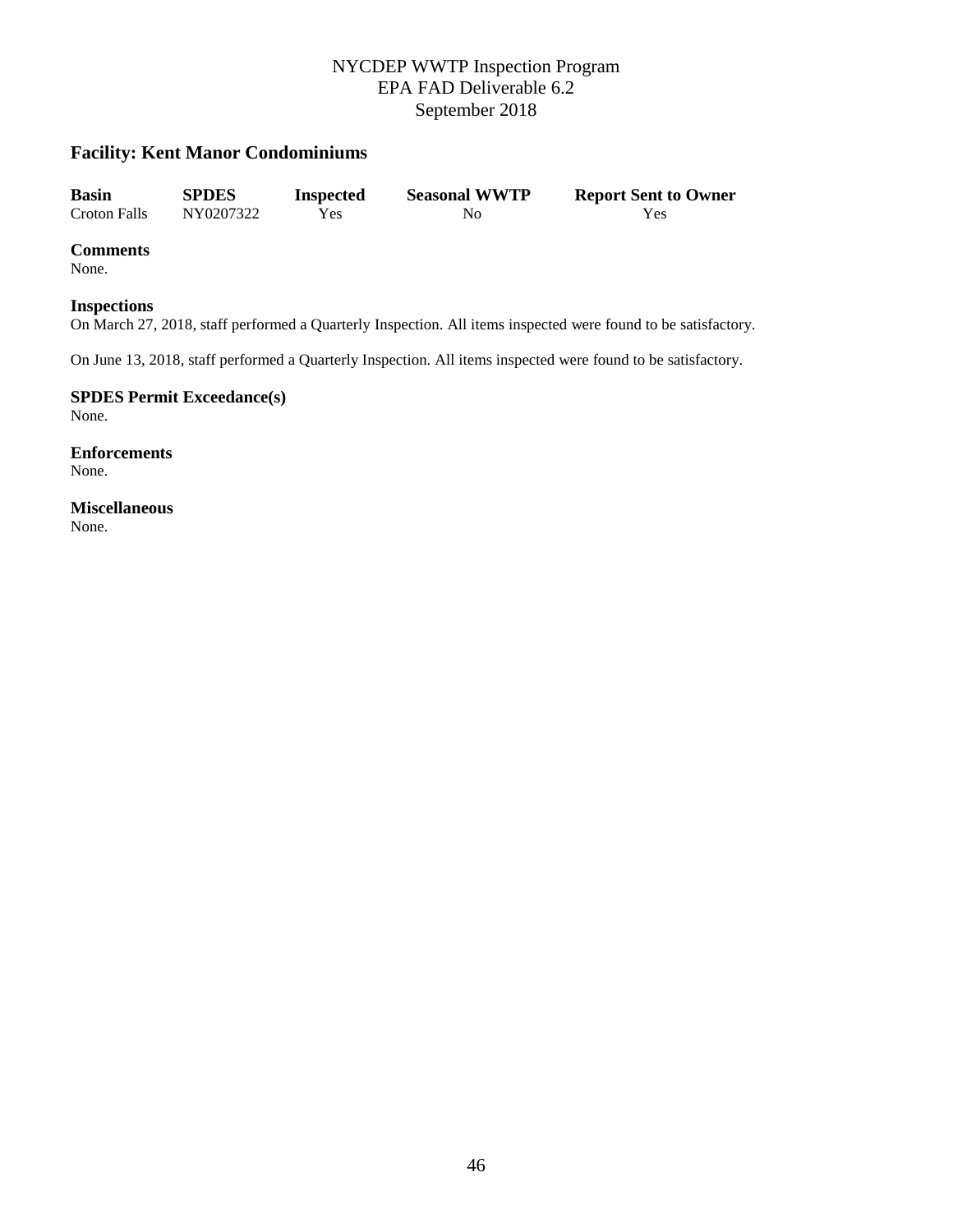## Facility: Kent Manor Condominiums

| Basin | SPDES | Inspected | Seasonal WWTP | Report Sent to Owner |
|---|---|---|---|---|
| Croton Falls | NY0207322 | Yes | No | Yes |

**Comments**
None.

**Inspections**
On March 27, 2018, staff performed a Quarterly Inspection. All items inspected were found to be satisfactory.

On June 13, 2018, staff performed a Quarterly Inspection. All items inspected were found to be satisfactory.

**SPDES Permit Exceedance(s)**
None.

**Enforcements**
None.

**Miscellaneous**
None.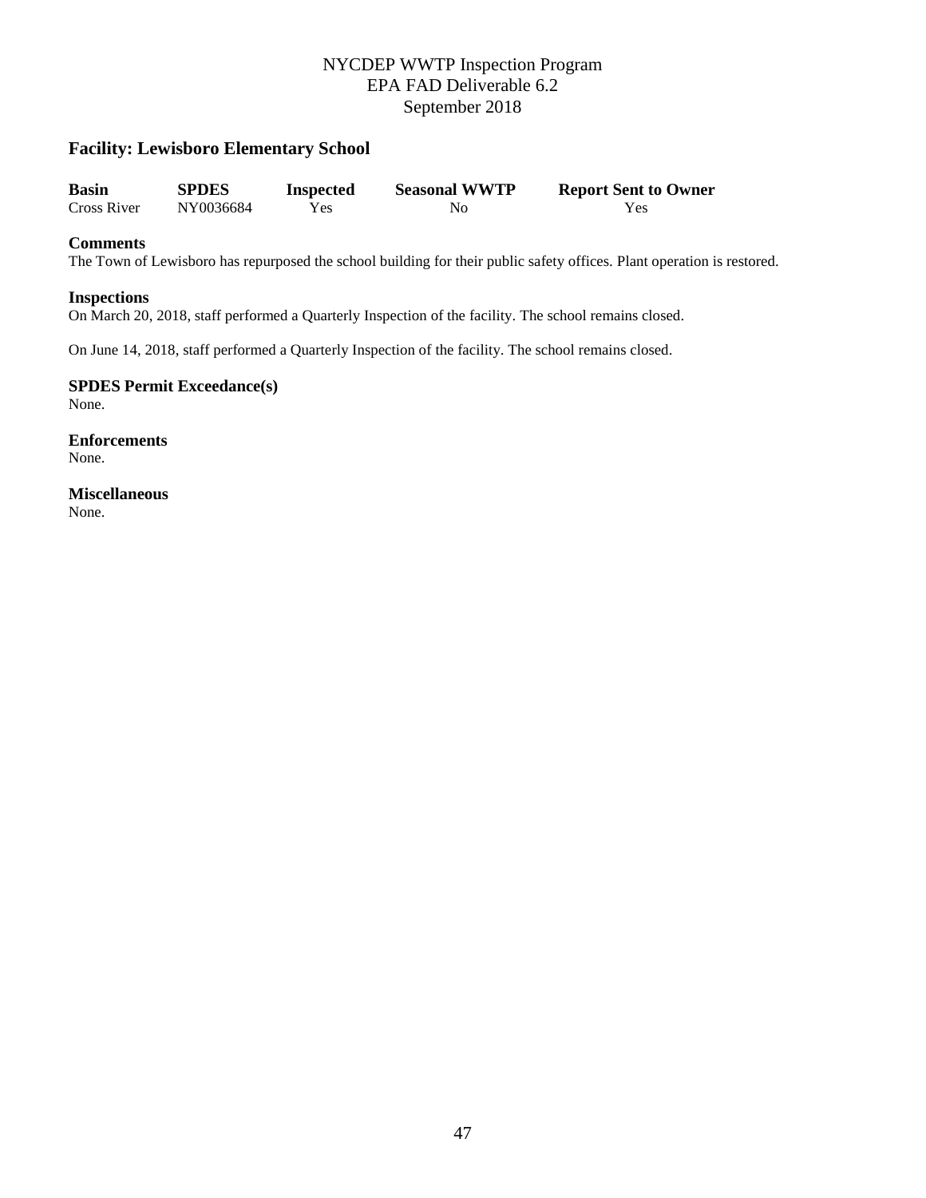NYCDEP WWTP Inspection Program
EPA FAD Deliverable 6.2
September 2018

## Facility: Lewisboro Elementary School

| Basin | SPDES | Inspected | Seasonal WWTP | Report Sent to Owner |
|---|---|---|---|---|
| Cross River | NY0036684 | Yes | No | Yes |

### Comments

The Town of Lewisboro has repurposed the school building for their public safety offices. Plant operation is restored.

### Inspections

On March 20, 2018, staff performed a Quarterly Inspection of the facility. The school remains closed.

On June 14, 2018, staff performed a Quarterly Inspection of the facility. The school remains closed.

### SPDES Permit Exceedance(s)

None.

### Enforcements

None.

### Miscellaneous

None.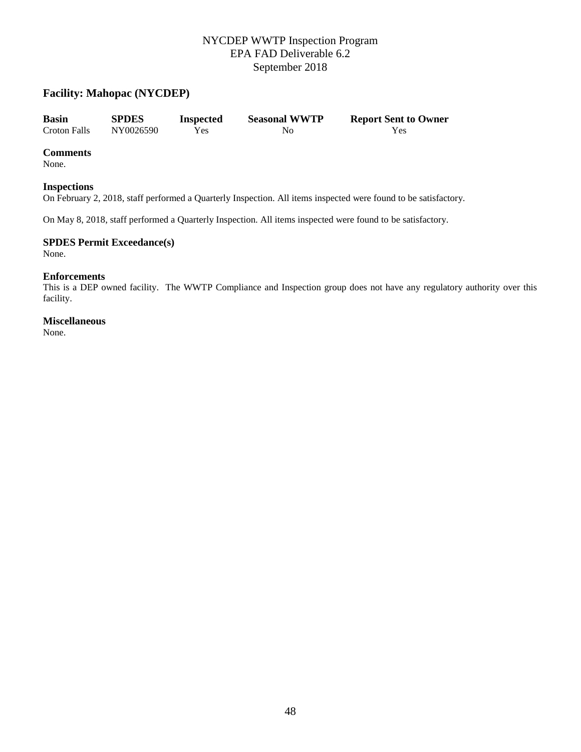## Facility: Mahopac (NYCDEP)

| Basin | SPDES | Inspected | Seasonal WWTP | Report Sent to Owner |
|---|---|---|---|---|
| Croton Falls | NY0026590 | Yes | No | Yes |

### Comments
None.

### Inspections
On February 2, 2018, staff performed a Quarterly Inspection. All items inspected were found to be satisfactory.

On May 8, 2018, staff performed a Quarterly Inspection. All items inspected were found to be satisfactory.

### SPDES Permit Exceedance(s)
None.

### Enforcements
This is a DEP owned facility. The WWTP Compliance and Inspection group does not have any regulatory authority over this facility.

### Miscellaneous
None.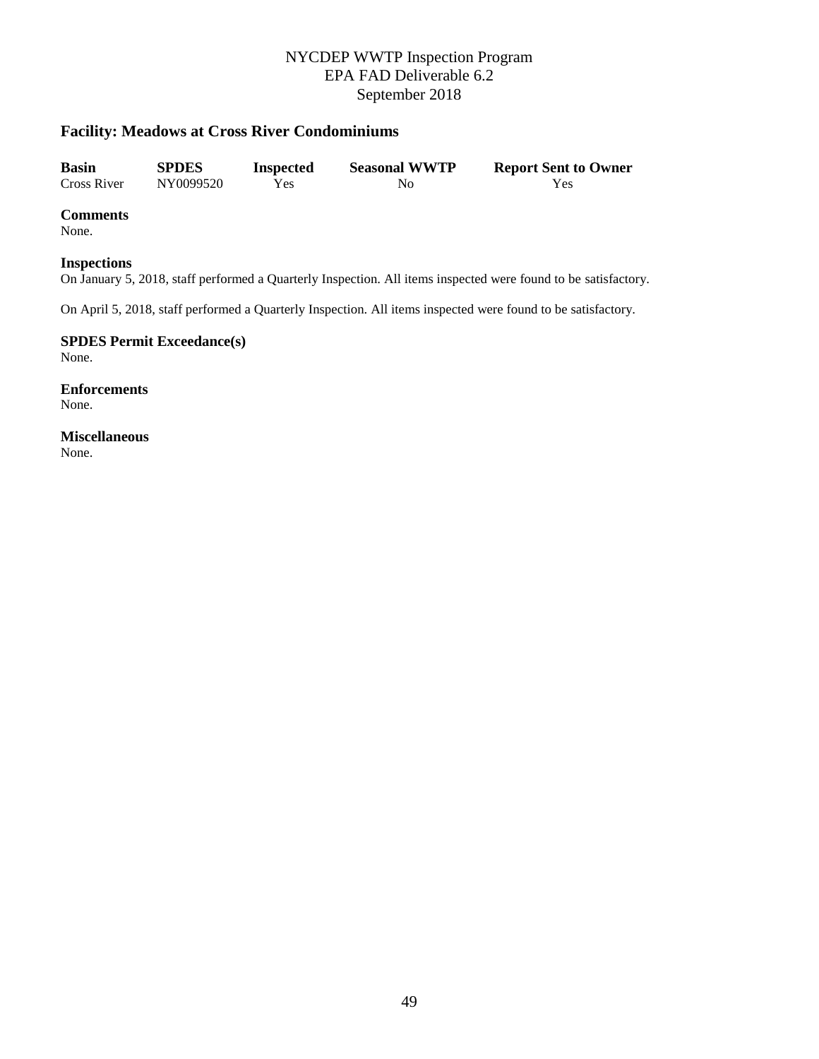## Facility: Meadows at Cross River Condominiums

| Basin | SPDES | Inspected | Seasonal WWTP | Report Sent to Owner |
|---|---|---|---|---|
| Cross River | NY0099520 | Yes | No | Yes |

**Comments**
None.

**Inspections**
On January 5, 2018, staff performed a Quarterly Inspection. All items inspected were found to be satisfactory.

On April 5, 2018, staff performed a Quarterly Inspection. All items inspected were found to be satisfactory.

**SPDES Permit Exceedance(s)**
None.

**Enforcements**
None.

**Miscellaneous**
None.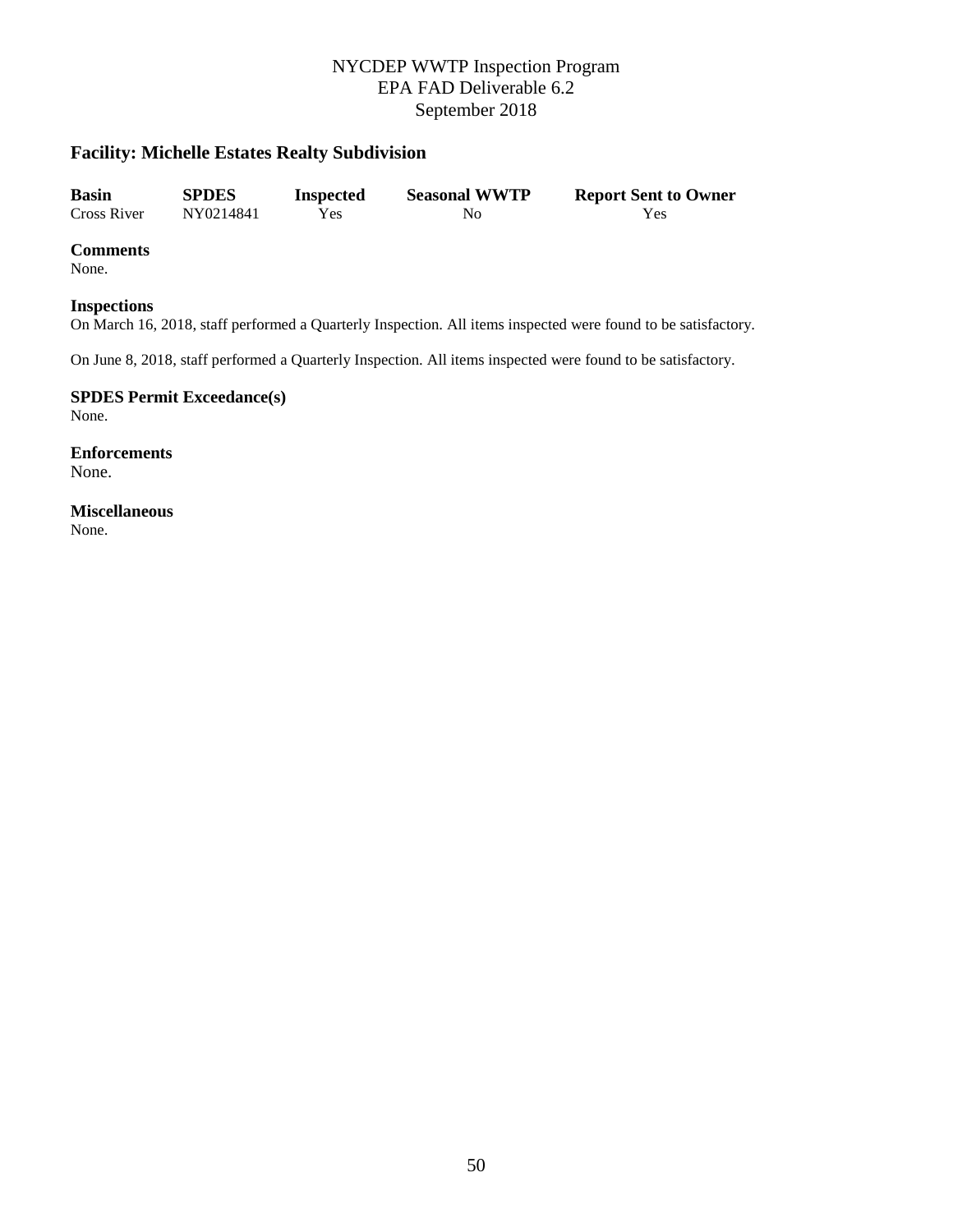## Facility: Michelle Estates Realty Subdivision

| Basin | SPDES | Inspected | Seasonal WWTP | Report Sent to Owner |
|---|---|---|---|---|
| Cross River | NY0214841 | Yes | No | Yes |

**Comments**

None.

**Inspections**

On March 16, 2018, staff performed a Quarterly Inspection. All items inspected were found to be satisfactory.

On June 8, 2018, staff performed a Quarterly Inspection. All items inspected were found to be satisfactory.

**SPDES Permit Exceedance(s)**

None.

**Enforcements**

None.

**Miscellaneous**

None.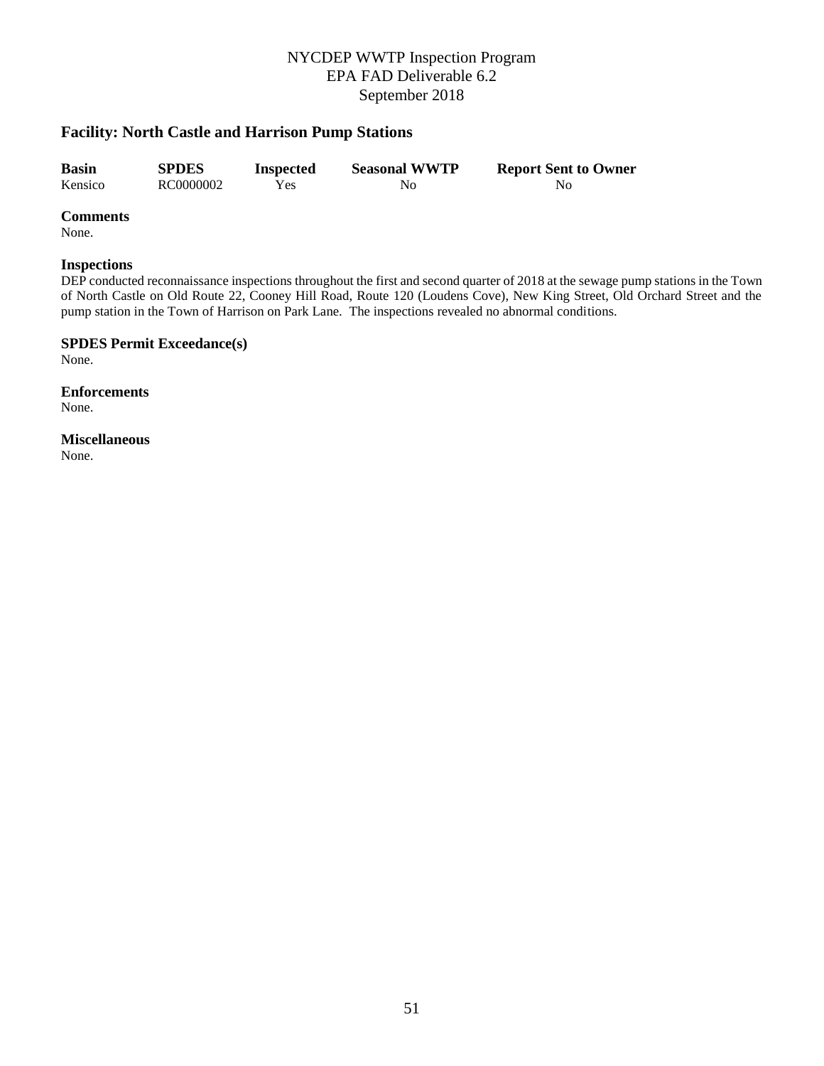NYCDEP WWTP Inspection Program
EPA FAD Deliverable 6.2
September 2018

## Facility: North Castle and Harrison Pump Stations

| Basin | SPDES | Inspected | Seasonal WWTP | Report Sent to Owner |
|---|---|---|---|---|
| Kensico | RC0000002 | Yes | No | No |

### Comments
None.

### Inspections
DEP conducted reconnaissance inspections throughout the first and second quarter of 2018 at the sewage pump stations in the Town of North Castle on Old Route 22, Cooney Hill Road, Route 120 (Loudens Cove), New King Street, Old Orchard Street and the pump station in the Town of Harrison on Park Lane. The inspections revealed no abnormal conditions.

### SPDES Permit Exceedance(s)
None.

### Enforcements
None.

### Miscellaneous
None.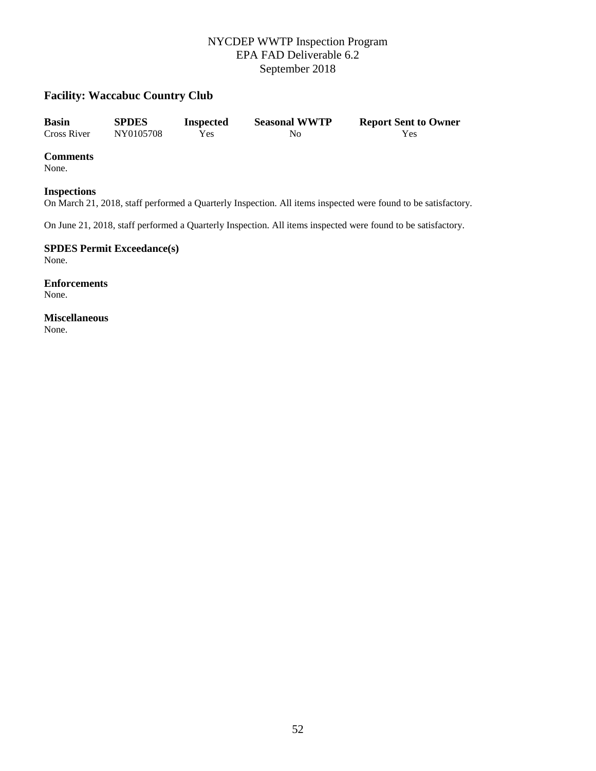## Facility: Waccabuc Country Club

| Basin | SPDES | Inspected | Seasonal WWTP | Report Sent to Owner |
|---|---|---|---|---|
| Cross River | NY0105708 | Yes | No | Yes |

### Comments
None.

### Inspections
On March 21, 2018, staff performed a Quarterly Inspection. All items inspected were found to be satisfactory.

On June 21, 2018, staff performed a Quarterly Inspection. All items inspected were found to be satisfactory.

### SPDES Permit Exceedance(s)
None.

### Enforcements
None.

### Miscellaneous
None.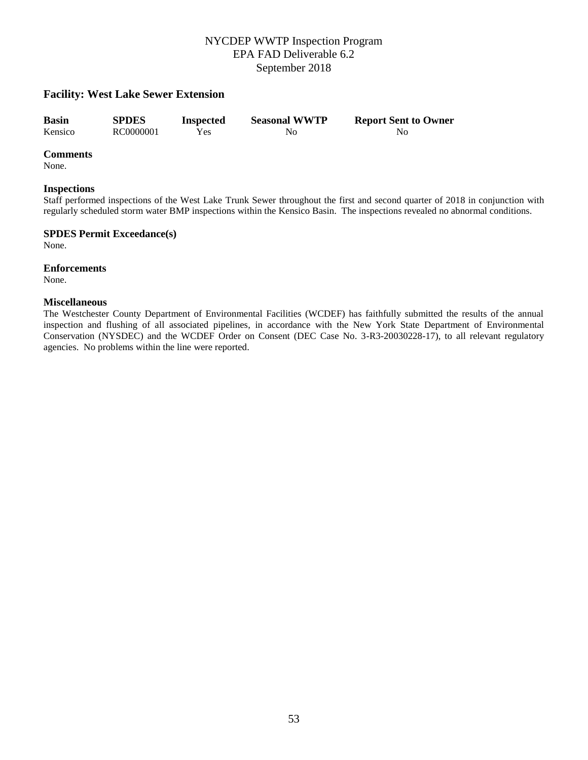## Facility: West Lake Sewer Extension

| Basin | SPDES | Inspected | Seasonal WWTP | Report Sent to Owner |
|---|---|---|---|---|
| Kensico | RC0000001 | Yes | No | No |

### Comments
None.

### Inspections
Staff performed inspections of the West Lake Trunk Sewer throughout the first and second quarter of 2018 in conjunction with regularly scheduled storm water BMP inspections within the Kensico Basin. The inspections revealed no abnormal conditions.

### SPDES Permit Exceedance(s)
None.

### Enforcements
None.

### Miscellaneous
The Westchester County Department of Environmental Facilities (WCDEF) has faithfully submitted the results of the annual inspection and flushing of all associated pipelines, in accordance with the New York State Department of Environmental Conservation (NYSDEC) and the WCDEF Order on Consent (DEC Case No. 3-R3-20030228-17), to all relevant regulatory agencies. No problems within the line were reported.